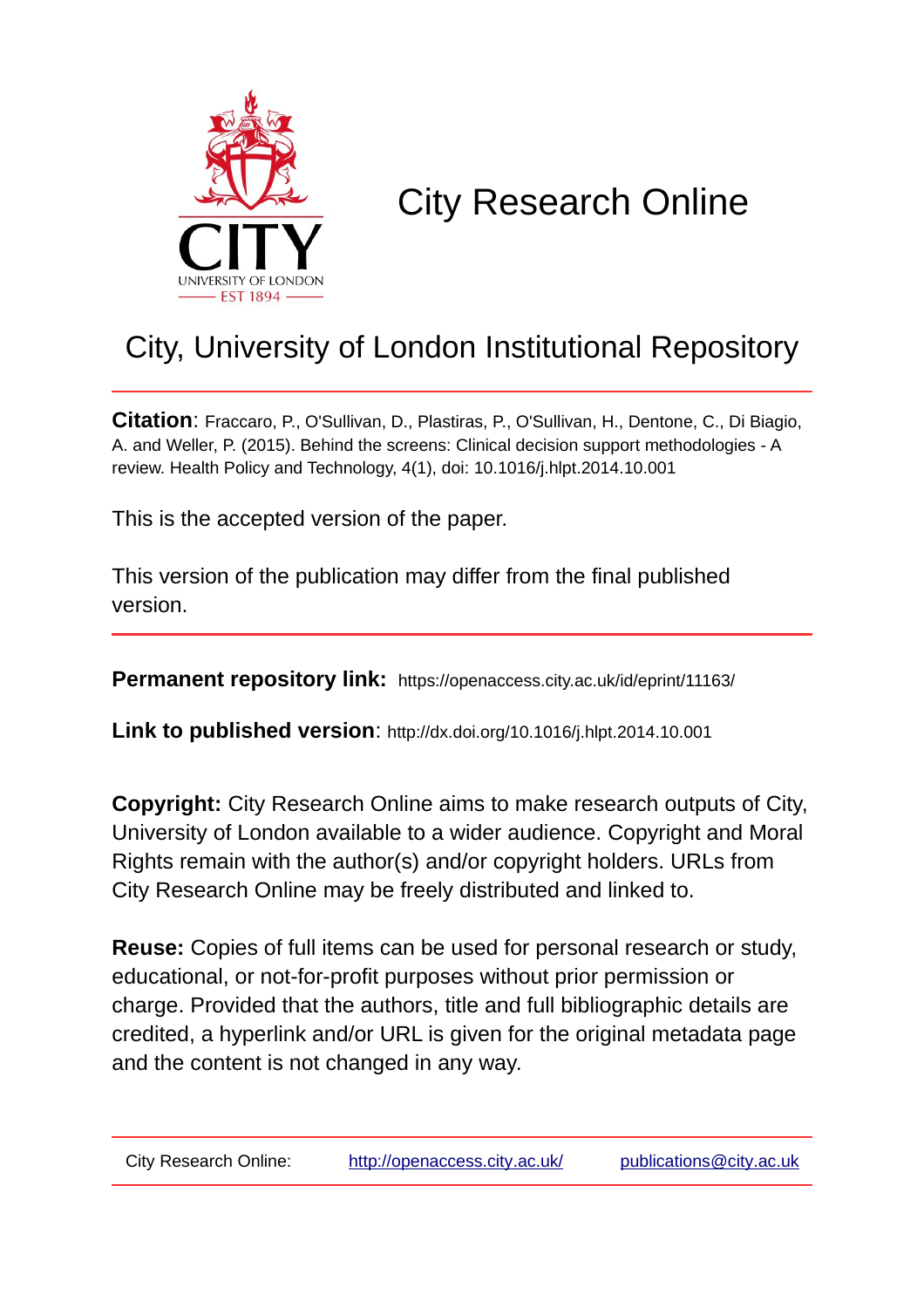# City Research Online

## City, University of London Institutional Repository

**Citation**: Fraccaro, P., O'Sullivan, D., Plastiras, P., O'Sullivan, H., Dentone, C., Di Biagio, A. and Weller, P. (2015). Behind the screens: Clinical decision support methodologies - A review. Health Policy and Technology, 4(1), doi: 10.1016/j.hlpt.2014.10.001

This is the accepted version of the paper.

This version of the publication may differ from the final published version.

**Permanent repository link:** https://openaccess.city.ac.uk/id/eprint/11163/

**Link to published version**: http://dx.doi.org/10.1016/j.hlpt.2014.10.001

**Copyright:** City Research Online aims to make research outputs of City, University of London available to a wider audience. Copyright and Moral Rights remain with the author(s) and/or copyright holders. URLs from City Research Online may be freely distributed and linked to.

**Reuse:** Copies of full items can be used for personal research or study, educational, or not-for-profit purposes without prior permission or charge. Provided that the authors, title and full bibliographic details are credited, a hyperlink and/or URL is given for the original metadata page and the content is not changed in any way.

City Research Online: http://openaccess.city.ac.uk/ publications@city.ac.uk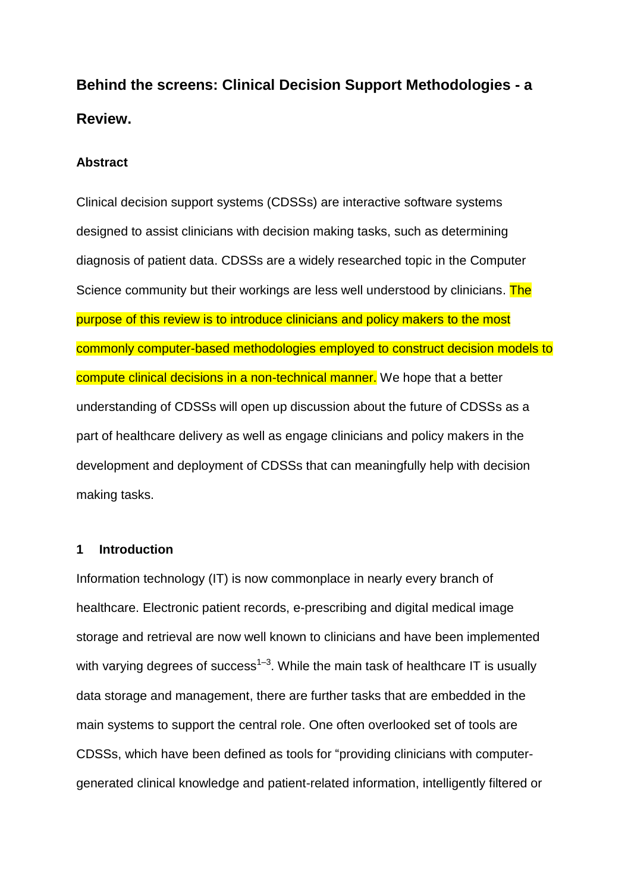# Behind the screens: Clinical Decision Support Methodologies - a Review.

### Abstract

Clinical decision support systems (CDSSs) are interactive software systems designed to assist clinicians with decision making tasks, such as determining diagnosis of patient data. CDSSs are a widely researched topic in the Computer Science community but their workings are less well understood by clinicians. The purpose of this review is to introduce clinicians and policy makers to the most commonly computer-based methodologies employed to construct decision models to compute clinical decisions in a non-technical manner. We hope that a better understanding of CDSSs will open up discussion about the future of CDSSs as a part of healthcare delivery as well as engage clinicians and policy makers in the development and deployment of CDSSs that can meaningfully help with decision making tasks.

## 1 Introduction

Information technology (IT) is now commonplace in nearly every branch of healthcare. Electronic patient records, e-prescribing and digital medical image storage and retrieval are now well known to clinicians and have been implemented with varying degrees of success[1–3]. While the main task of healthcare IT is usually data storage and management, there are further tasks that are embedded in the main systems to support the central role. One often overlooked set of tools are CDSSs, which have been defined as tools for "providing clinicians with computer-generated clinical knowledge and patient-related information, intelligently filtered or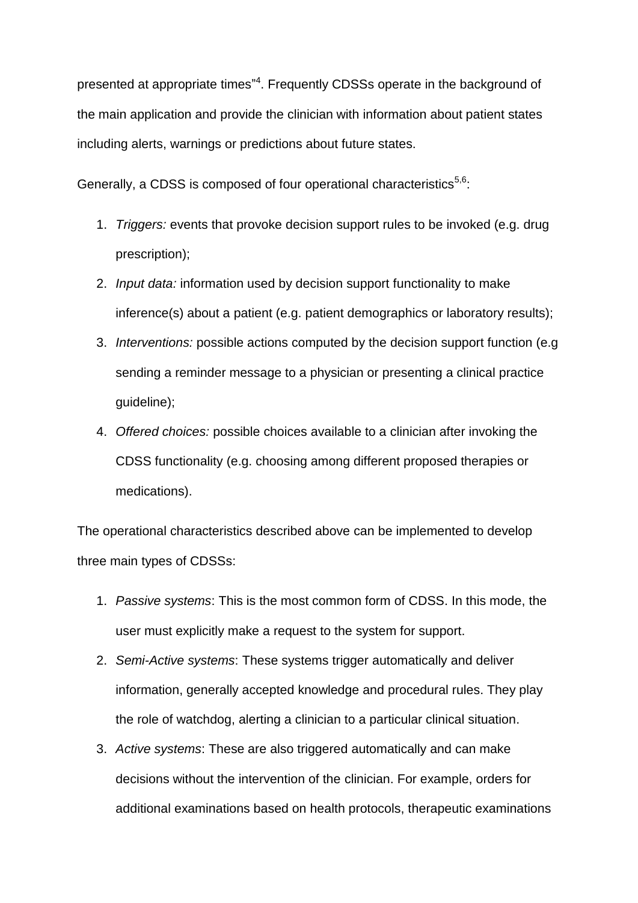presented at appropriate times"[4]. Frequently CDSSs operate in the background of the main application and provide the clinician with information about patient states including alerts, warnings or predictions about future states.

Generally, a CDSS is composed of four operational characteristics[5,6]:

1. *Triggers:* events that provoke decision support rules to be invoked (e.g. drug prescription);
2. *Input data:* information used by decision support functionality to make inference(s) about a patient (e.g. patient demographics or laboratory results);
3. *Interventions:* possible actions computed by the decision support function (e.g sending a reminder message to a physician or presenting a clinical practice guideline);
4. *Offered choices:* possible choices available to a clinician after invoking the CDSS functionality (e.g. choosing among different proposed therapies or medications).

The operational characteristics described above can be implemented to develop three main types of CDSSs:

1. *Passive systems*: This is the most common form of CDSS. In this mode, the user must explicitly make a request to the system for support.
2. *Semi-Active systems*: These systems trigger automatically and deliver information, generally accepted knowledge and procedural rules. They play the role of watchdog, alerting a clinician to a particular clinical situation.
3. *Active systems*: These are also triggered automatically and can make decisions without the intervention of the clinician. For example, orders for additional examinations based on health protocols, therapeutic examinations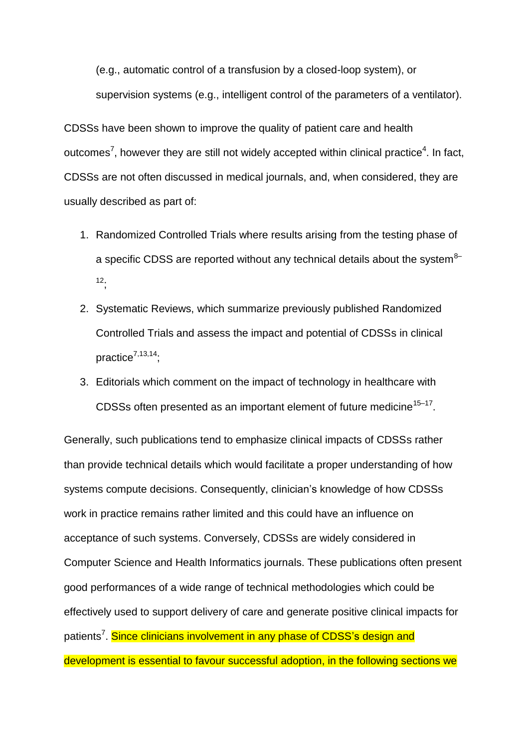(e.g., automatic control of a transfusion by a closed-loop system), or supervision systems (e.g., intelligent control of the parameters of a ventilator).

CDSSs have been shown to improve the quality of patient care and health outcomes[7], however they are still not widely accepted within clinical practice[4]. In fact, CDSSs are not often discussed in medical journals, and, when considered, they are usually described as part of:

1. Randomized Controlled Trials where results arising from the testing phase of a specific CDSS are reported without any technical details about the system[8–12];
2. Systematic Reviews, which summarize previously published Randomized Controlled Trials and assess the impact and potential of CDSSs in clinical practice[7,13,14];
3. Editorials which comment on the impact of technology in healthcare with CDSSs often presented as an important element of future medicine[15–17].

Generally, such publications tend to emphasize clinical impacts of CDSSs rather than provide technical details which would facilitate a proper understanding of how systems compute decisions. Consequently, clinician's knowledge of how CDSSs work in practice remains rather limited and this could have an influence on acceptance of such systems. Conversely, CDSSs are widely considered in Computer Science and Health Informatics journals. These publications often present good performances of a wide range of technical methodologies which could be effectively used to support delivery of care and generate positive clinical impacts for patients[7]. Since clinicians involvement in any phase of CDSS's design and development is essential to favour successful adoption, in the following sections we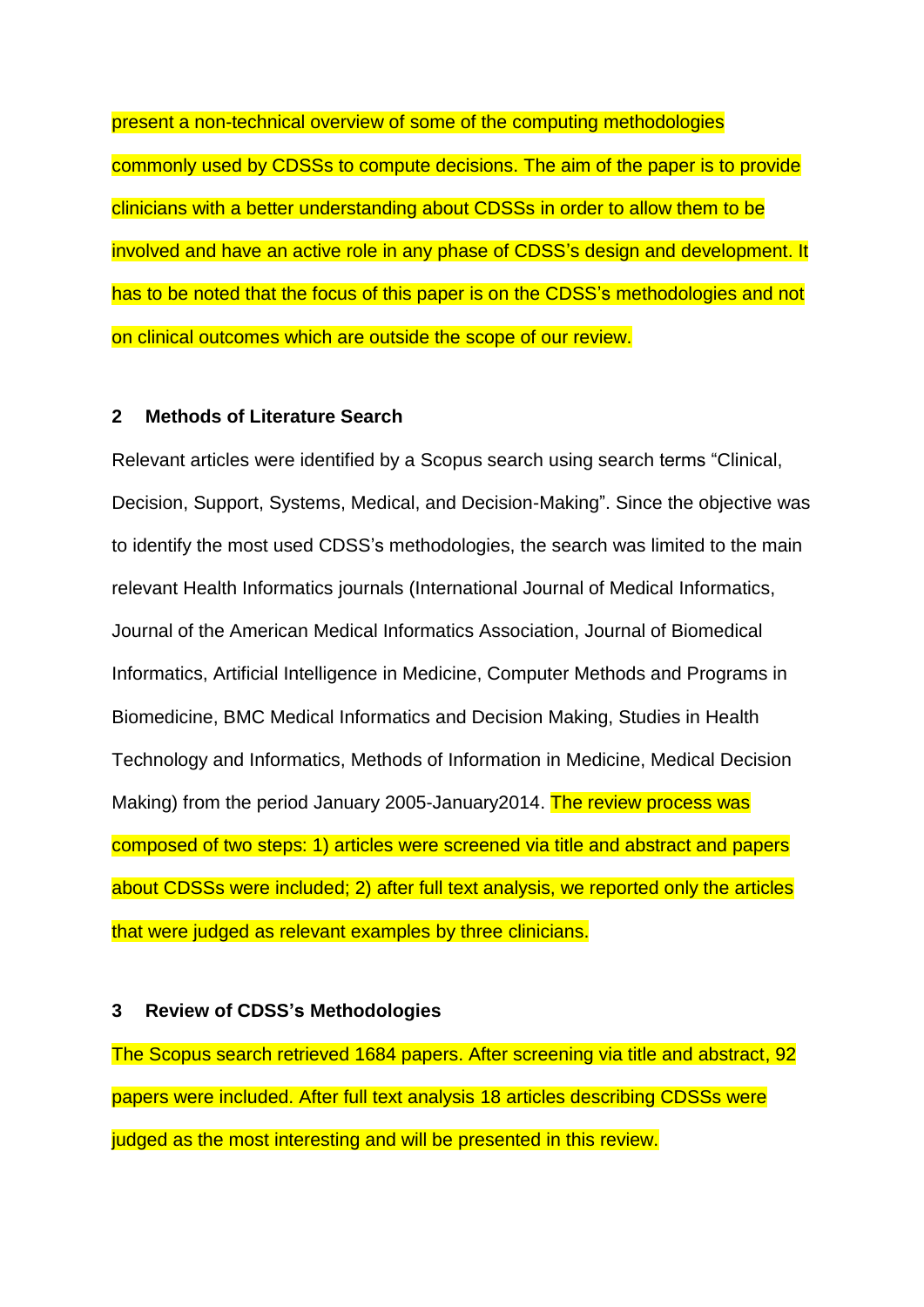present a non-technical overview of some of the computing methodologies commonly used by CDSSs to compute decisions. The aim of the paper is to provide clinicians with a better understanding about CDSSs in order to allow them to be involved and have an active role in any phase of CDSS's design and development. It has to be noted that the focus of this paper is on the CDSS's methodologies and not on clinical outcomes which are outside the scope of our review.

## 2 Methods of Literature Search

Relevant articles were identified by a Scopus search using search terms "Clinical, Decision, Support, Systems, Medical, and Decision-Making". Since the objective was to identify the most used CDSS's methodologies, the search was limited to the main relevant Health Informatics journals (International Journal of Medical Informatics, Journal of the American Medical Informatics Association, Journal of Biomedical Informatics, Artificial Intelligence in Medicine, Computer Methods and Programs in Biomedicine, BMC Medical Informatics and Decision Making, Studies in Health Technology and Informatics, Methods of Information in Medicine, Medical Decision Making) from the period January 2005-January2014. The review process was composed of two steps: 1) articles were screened via title and abstract and papers about CDSSs were included; 2) after full text analysis, we reported only the articles that were judged as relevant examples by three clinicians.

## 3 Review of CDSS's Methodologies

The Scopus search retrieved 1684 papers. After screening via title and abstract, 92 papers were included. After full text analysis 18 articles describing CDSSs were judged as the most interesting and will be presented in this review.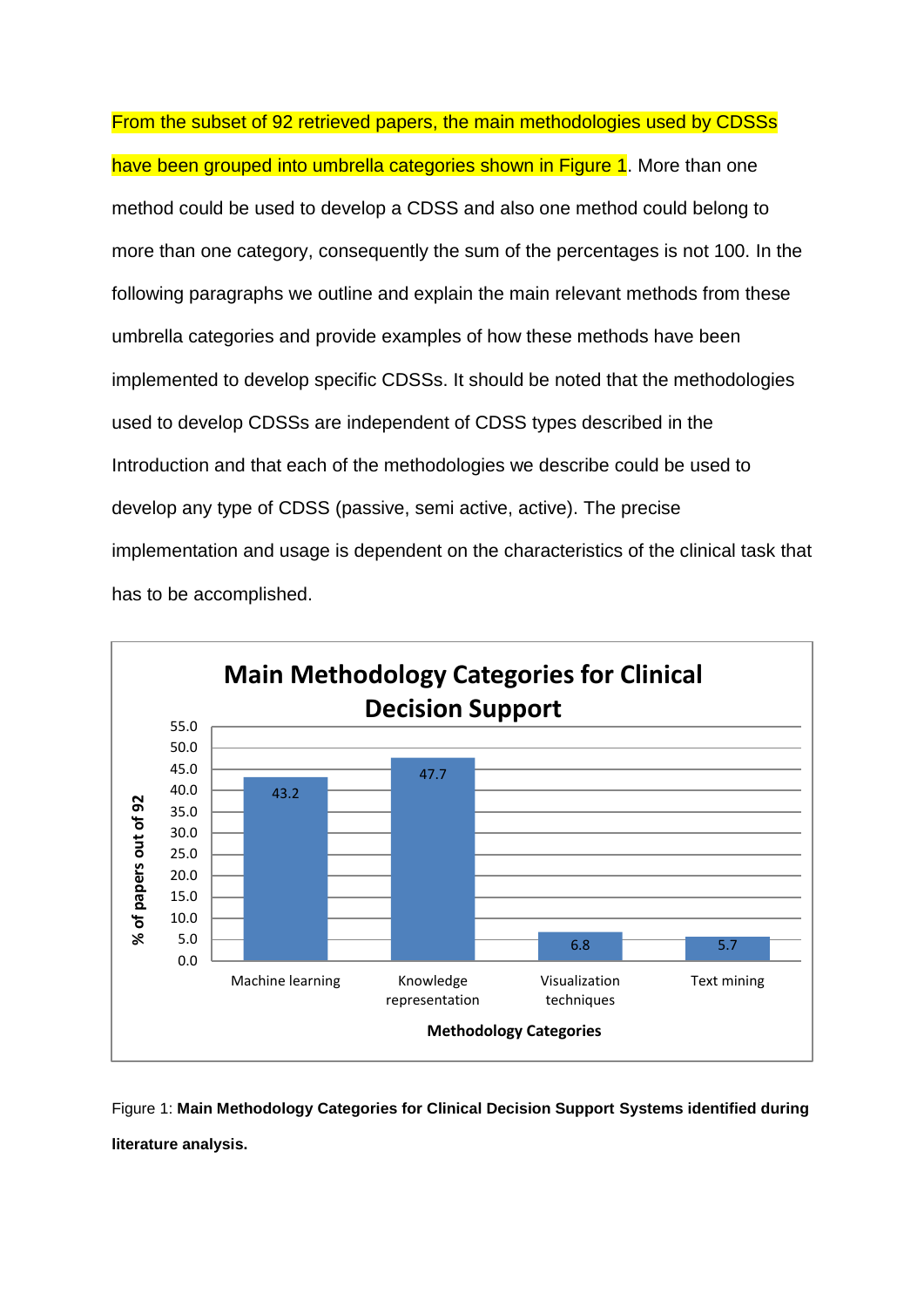From the subset of 92 retrieved papers, the main methodologies used by CDSSs have been grouped into umbrella categories shown in Figure 1. More than one method could be used to develop a CDSS and also one method could belong to more than one category, consequently the sum of the percentages is not 100. In the following paragraphs we outline and explain the main relevant methods from these umbrella categories and provide examples of how these methods have been implemented to develop specific CDSSs. It should be noted that the methodologies used to develop CDSSs are independent of CDSS types described in the Introduction and that each of the methodologies we describe could be used to develop any type of CDSS (passive, semi active, active). The precise implementation and usage is dependent on the characteristics of the clinical task that has to be accomplished.

**Main Methodology Categories for Clinical Decision Support**

| Methodology Categories | % of papers out of 92 |
|---|---|
| Machine learning | 43.2 |
| Knowledge representation | 47.7 |
| Visualization techniques | 6.8 |
| Text mining | 5.7 |

Figure 1: **Main Methodology Categories for Clinical Decision Support Systems identified during literature analysis.**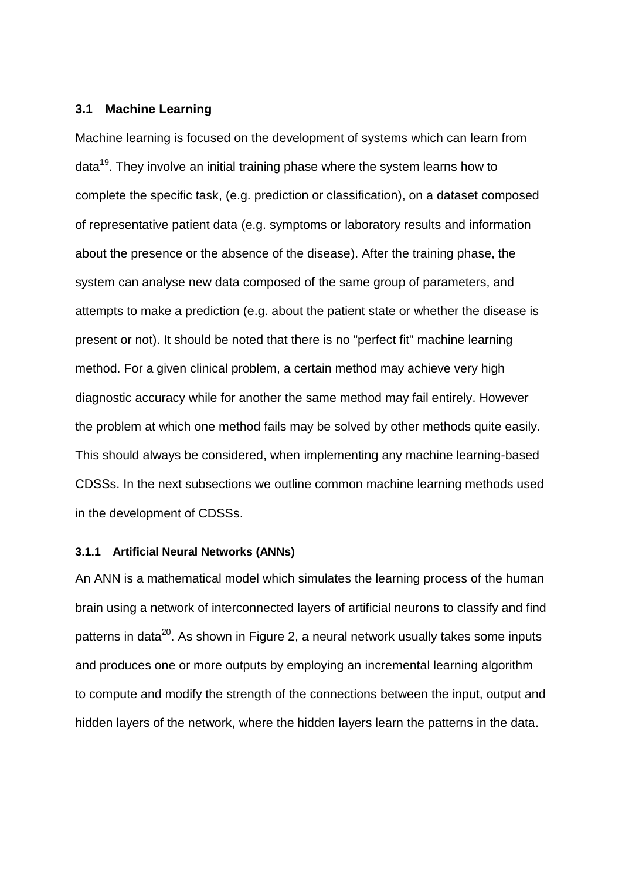## 3.1 Machine Learning

Machine learning is focused on the development of systems which can learn from data[19]. They involve an initial training phase where the system learns how to complete the specific task, (e.g. prediction or classification), on a dataset composed of representative patient data (e.g. symptoms or laboratory results and information about the presence or the absence of the disease). After the training phase, the system can analyse new data composed of the same group of parameters, and attempts to make a prediction (e.g. about the patient state or whether the disease is present or not). It should be noted that there is no "perfect fit" machine learning method. For a given clinical problem, a certain method may achieve very high diagnostic accuracy while for another the same method may fail entirely. However the problem at which one method fails may be solved by other methods quite easily. This should always be considered, when implementing any machine learning-based CDSSs. In the next subsections we outline common machine learning methods used in the development of CDSSs.

### 3.1.1 Artificial Neural Networks (ANNs)

An ANN is a mathematical model which simulates the learning process of the human brain using a network of interconnected layers of artificial neurons to classify and find patterns in data[20]. As shown in Figure 2, a neural network usually takes some inputs and produces one or more outputs by employing an incremental learning algorithm to compute and modify the strength of the connections between the input, output and hidden layers of the network, where the hidden layers learn the patterns in the data.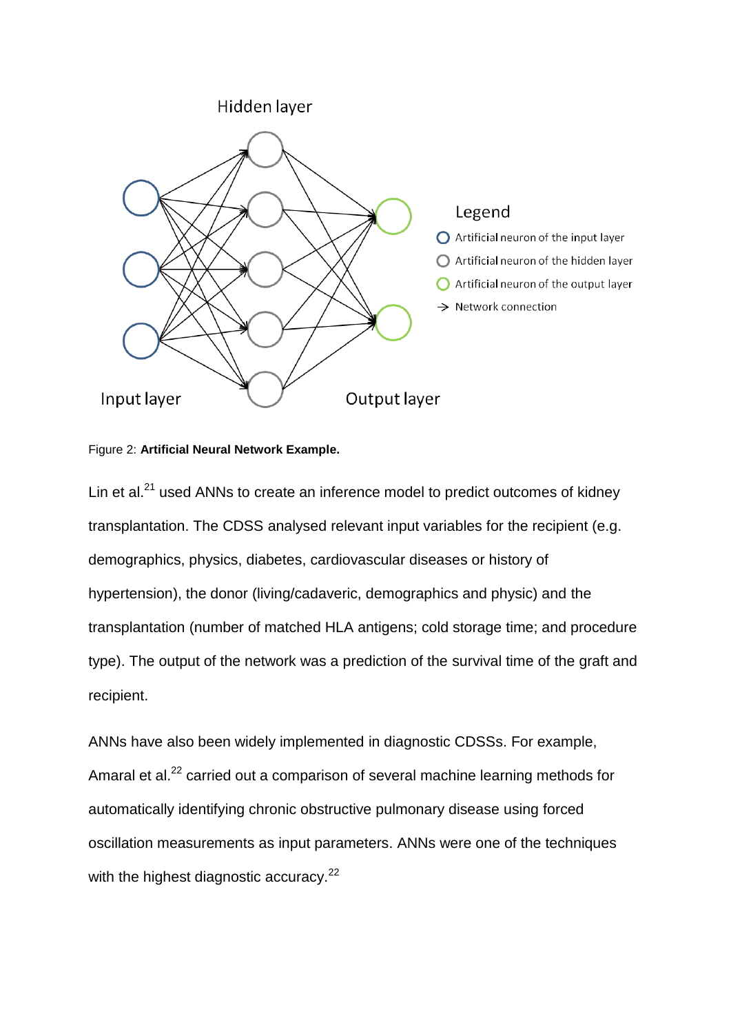Figure 2: **Artificial Neural Network Example.**

Lin et al.[21] used ANNs to create an inference model to predict outcomes of kidney transplantation. The CDSS analysed relevant input variables for the recipient (e.g. demographics, physics, diabetes, cardiovascular diseases or history of hypertension), the donor (living/cadaveric, demographics and physic) and the transplantation (number of matched HLA antigens; cold storage time; and procedure type). The output of the network was a prediction of the survival time of the graft and recipient.

ANNs have also been widely implemented in diagnostic CDSSs. For example, Amaral et al.[22] carried out a comparison of several machine learning methods for automatically identifying chronic obstructive pulmonary disease using forced oscillation measurements as input parameters. ANNs were one of the techniques with the highest diagnostic accuracy.[22]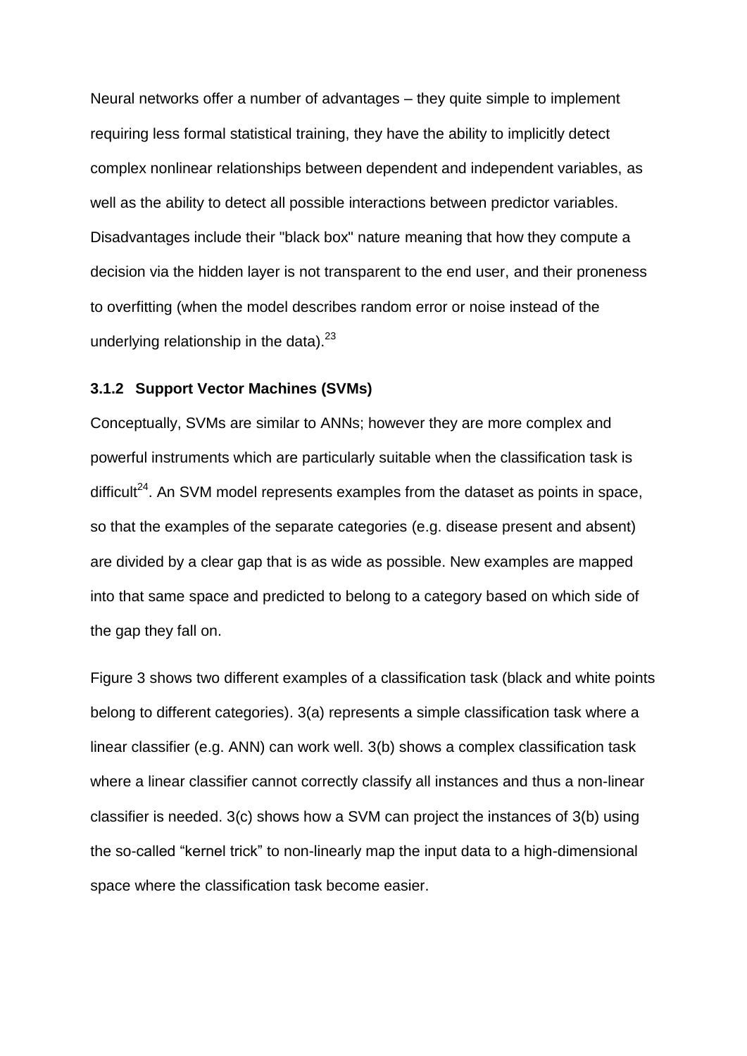Neural networks offer a number of advantages – they quite simple to implement requiring less formal statistical training, they have the ability to implicitly detect complex nonlinear relationships between dependent and independent variables, as well as the ability to detect all possible interactions between predictor variables. Disadvantages include their "black box" nature meaning that how they compute a decision via the hidden layer is not transparent to the end user, and their proneness to overfitting (when the model describes random error or noise instead of the underlying relationship in the data).[23]

### 3.1.2 Support Vector Machines (SVMs)

Conceptually, SVMs are similar to ANNs; however they are more complex and powerful instruments which are particularly suitable when the classification task is difficult[24]. An SVM model represents examples from the dataset as points in space, so that the examples of the separate categories (e.g. disease present and absent) are divided by a clear gap that is as wide as possible. New examples are mapped into that same space and predicted to belong to a category based on which side of the gap they fall on.

Figure 3 shows two different examples of a classification task (black and white points belong to different categories). 3(a) represents a simple classification task where a linear classifier (e.g. ANN) can work well. 3(b) shows a complex classification task where a linear classifier cannot correctly classify all instances and thus a non-linear classifier is needed. 3(c) shows how a SVM can project the instances of 3(b) using the so-called "kernel trick" to non-linearly map the input data to a high-dimensional space where the classification task become easier.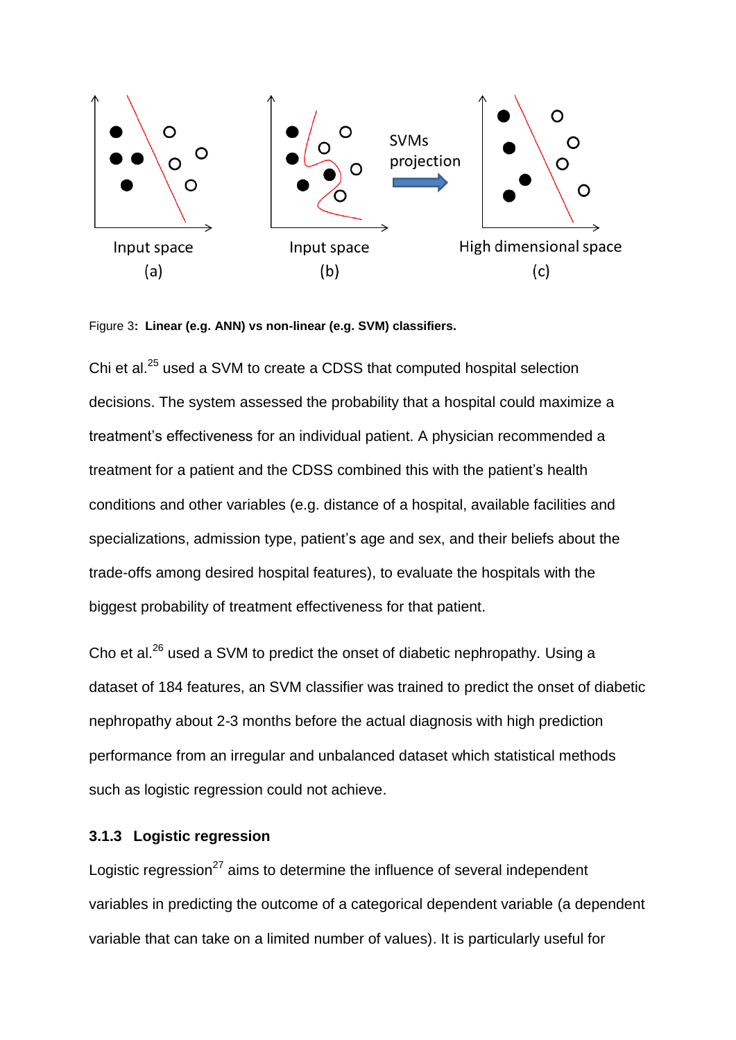Figure 3**: Linear (e.g. ANN) vs non-linear (e.g. SVM) classifiers.**

Chi et al.[25] used a SVM to create a CDSS that computed hospital selection decisions. The system assessed the probability that a hospital could maximize a treatment's effectiveness for an individual patient. A physician recommended a treatment for a patient and the CDSS combined this with the patient's health conditions and other variables (e.g. distance of a hospital, available facilities and specializations, admission type, patient's age and sex, and their beliefs about the trade-offs among desired hospital features), to evaluate the hospitals with the biggest probability of treatment effectiveness for that patient.

Cho et al.[26] used a SVM to predict the onset of diabetic nephropathy. Using a dataset of 184 features, an SVM classifier was trained to predict the onset of diabetic nephropathy about 2-3 months before the actual diagnosis with high prediction performance from an irregular and unbalanced dataset which statistical methods such as logistic regression could not achieve.

### 3.1.3 Logistic regression

Logistic regression[27] aims to determine the influence of several independent variables in predicting the outcome of a categorical dependent variable (a dependent variable that can take on a limited number of values). It is particularly useful for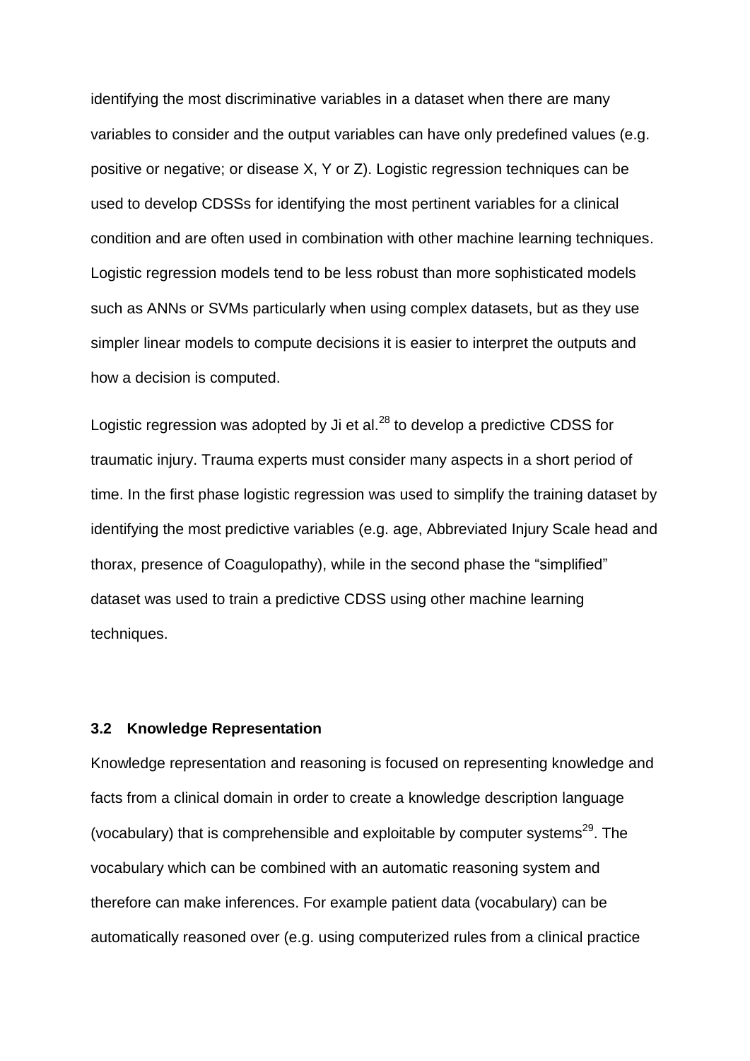identifying the most discriminative variables in a dataset when there are many variables to consider and the output variables can have only predefined values (e.g. positive or negative; or disease X, Y or Z). Logistic regression techniques can be used to develop CDSSs for identifying the most pertinent variables for a clinical condition and are often used in combination with other machine learning techniques. Logistic regression models tend to be less robust than more sophisticated models such as ANNs or SVMs particularly when using complex datasets, but as they use simpler linear models to compute decisions it is easier to interpret the outputs and how a decision is computed.

Logistic regression was adopted by Ji et al.[28] to develop a predictive CDSS for traumatic injury. Trauma experts must consider many aspects in a short period of time. In the first phase logistic regression was used to simplify the training dataset by identifying the most predictive variables (e.g. age, Abbreviated Injury Scale head and thorax, presence of Coagulopathy), while in the second phase the "simplified" dataset was used to train a predictive CDSS using other machine learning techniques.

### 3.2 Knowledge Representation

Knowledge representation and reasoning is focused on representing knowledge and facts from a clinical domain in order to create a knowledge description language (vocabulary) that is comprehensible and exploitable by computer systems[29]. The vocabulary which can be combined with an automatic reasoning system and therefore can make inferences. For example patient data (vocabulary) can be automatically reasoned over (e.g. using computerized rules from a clinical practice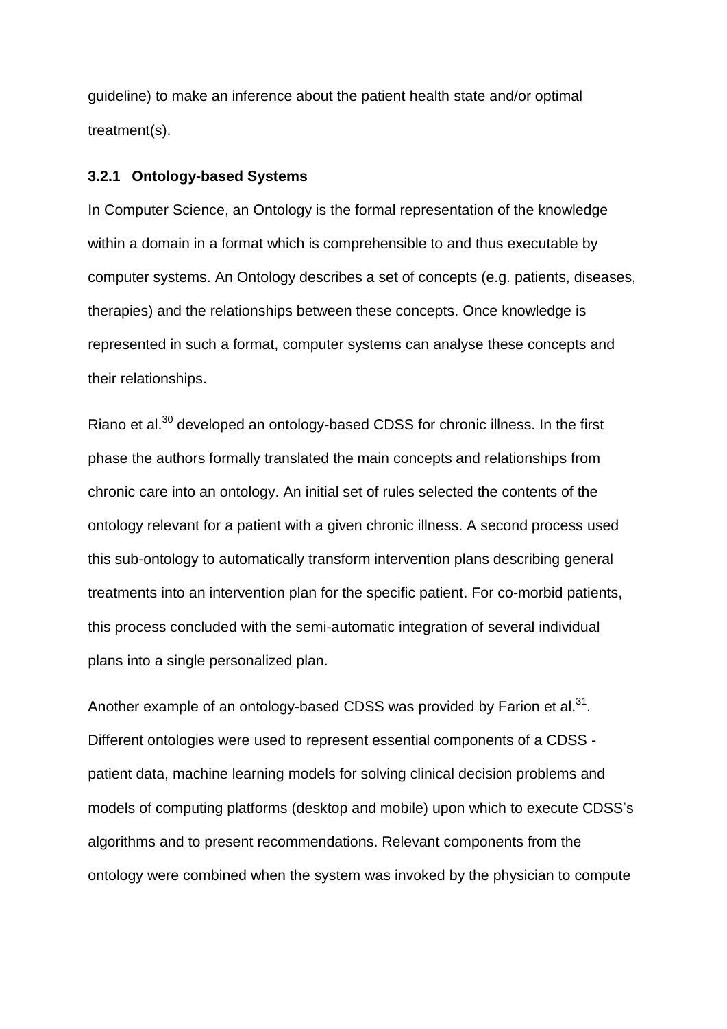guideline) to make an inference about the patient health state and/or optimal treatment(s).

### 3.2.1 Ontology-based Systems

In Computer Science, an Ontology is the formal representation of the knowledge within a domain in a format which is comprehensible to and thus executable by computer systems. An Ontology describes a set of concepts (e.g. patients, diseases, therapies) and the relationships between these concepts. Once knowledge is represented in such a format, computer systems can analyse these concepts and their relationships.

Riano et al.[30] developed an ontology-based CDSS for chronic illness. In the first phase the authors formally translated the main concepts and relationships from chronic care into an ontology. An initial set of rules selected the contents of the ontology relevant for a patient with a given chronic illness. A second process used this sub-ontology to automatically transform intervention plans describing general treatments into an intervention plan for the specific patient. For co-morbid patients, this process concluded with the semi-automatic integration of several individual plans into a single personalized plan.

Another example of an ontology-based CDSS was provided by Farion et al.[31]. Different ontologies were used to represent essential components of a CDSS - patient data, machine learning models for solving clinical decision problems and models of computing platforms (desktop and mobile) upon which to execute CDSS's algorithms and to present recommendations. Relevant components from the ontology were combined when the system was invoked by the physician to compute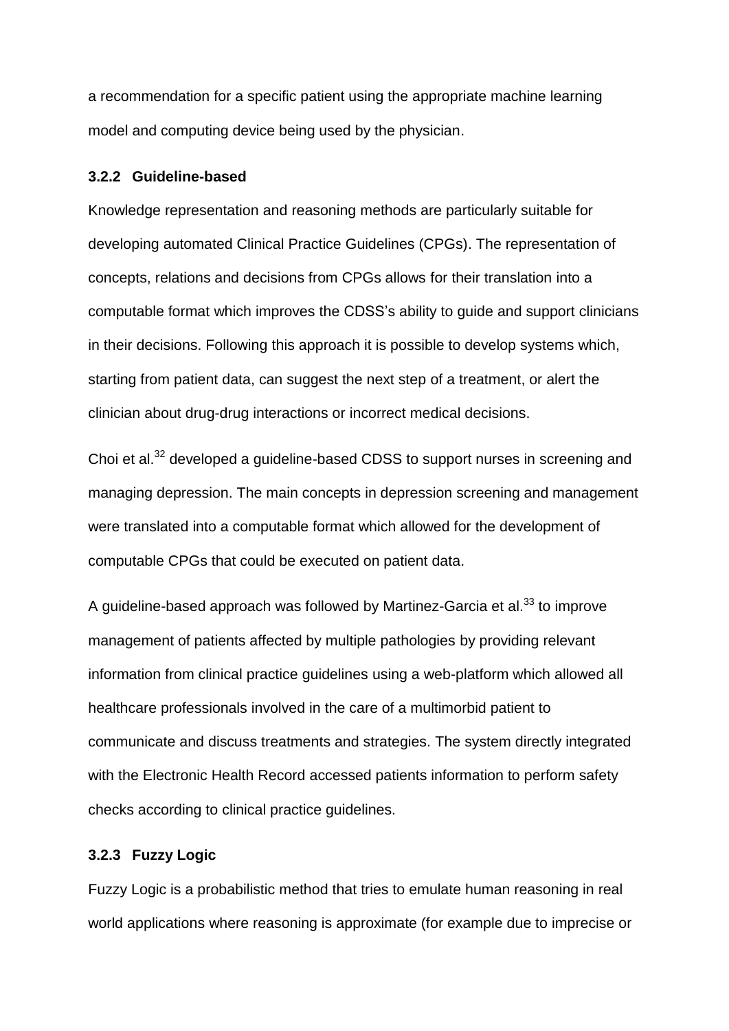a recommendation for a specific patient using the appropriate machine learning model and computing device being used by the physician.

### 3.2.2 Guideline-based

Knowledge representation and reasoning methods are particularly suitable for developing automated Clinical Practice Guidelines (CPGs). The representation of concepts, relations and decisions from CPGs allows for their translation into a computable format which improves the CDSS's ability to guide and support clinicians in their decisions. Following this approach it is possible to develop systems which, starting from patient data, can suggest the next step of a treatment, or alert the clinician about drug-drug interactions or incorrect medical decisions.

Choi et al.[32] developed a guideline-based CDSS to support nurses in screening and managing depression. The main concepts in depression screening and management were translated into a computable format which allowed for the development of computable CPGs that could be executed on patient data.

A guideline-based approach was followed by Martinez-Garcia et al.[33] to improve management of patients affected by multiple pathologies by providing relevant information from clinical practice guidelines using a web-platform which allowed all healthcare professionals involved in the care of a multimorbid patient to communicate and discuss treatments and strategies. The system directly integrated with the Electronic Health Record accessed patients information to perform safety checks according to clinical practice guidelines.

### 3.2.3 Fuzzy Logic

Fuzzy Logic is a probabilistic method that tries to emulate human reasoning in real world applications where reasoning is approximate (for example due to imprecise or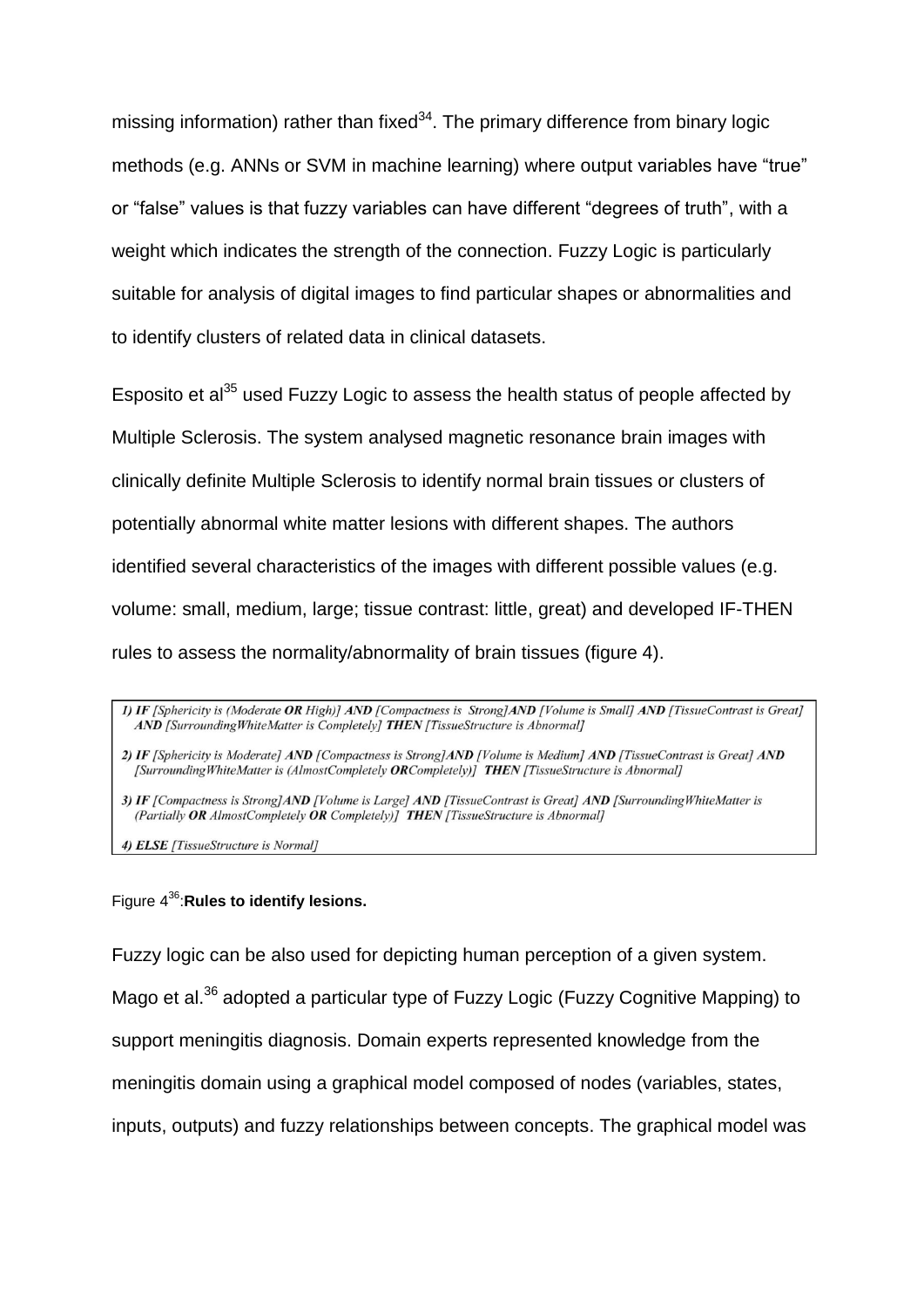missing information) rather than fixed[34]. The primary difference from binary logic methods (e.g. ANNs or SVM in machine learning) where output variables have "true" or "false" values is that fuzzy variables can have different "degrees of truth", with a weight which indicates the strength of the connection. Fuzzy Logic is particularly suitable for analysis of digital images to find particular shapes or abnormalities and to identify clusters of related data in clinical datasets.

Esposito et al[35] used Fuzzy Logic to assess the health status of people affected by Multiple Sclerosis. The system analysed magnetic resonance brain images with clinically definite Multiple Sclerosis to identify normal brain tissues or clusters of potentially abnormal white matter lesions with different shapes. The authors identified several characteristics of the images with different possible values (e.g. volume: small, medium, large; tissue contrast: little, great) and developed IF-THEN rules to assess the normality/abnormality of brain tissues (figure 4).

1) ***IF*** *[Sphericity is (Moderate* ***OR*** *High)]* ***AND*** *[Compactness is Strong]****AND*** *[Volume is Small]* ***AND*** *[TissueContrast is Great]* ***AND*** *[SurroundingWhiteMatter is Completely]* ***THEN*** *[TissueStructure is Abnormal]*

2) ***IF*** *[Sphericity is Moderate]* ***AND*** *[Compactness is Strong]****AND*** *[Volume is Medium]* ***AND*** *[TissueContrast is Great]* ***AND*** *[SurroundingWhiteMatter is (AlmostCompletely* ***OR****Completely)]* ***THEN*** *[TissueStructure is Abnormal]*

3) ***IF*** *[Compactness is Strong]****AND*** *[Volume is Large]* ***AND*** *[TissueContrast is Great]* ***AND*** *[SurroundingWhiteMatter is (Partially* ***OR*** *AlmostCompletely* ***OR*** *Completely)]* ***THEN*** *[TissueStructure is Abnormal]*

4) ***ELSE*** *[TissueStructure is Normal]*

Figure 4[36]:**Rules to identify lesions.**

Fuzzy logic can be also used for depicting human perception of a given system. Mago et al.[36] adopted a particular type of Fuzzy Logic (Fuzzy Cognitive Mapping) to support meningitis diagnosis. Domain experts represented knowledge from the meningitis domain using a graphical model composed of nodes (variables, states, inputs, outputs) and fuzzy relationships between concepts. The graphical model was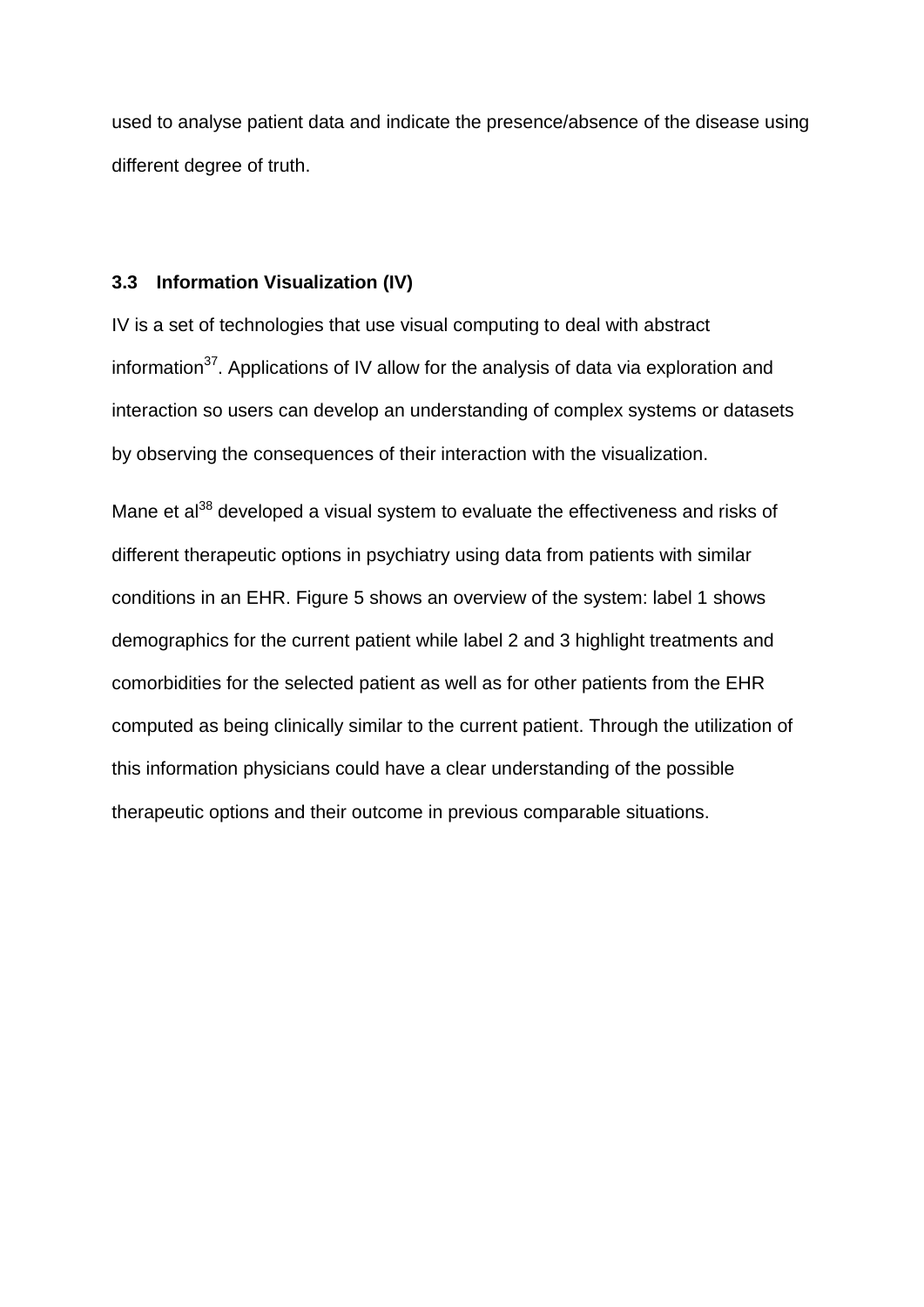used to analyse patient data and indicate the presence/absence of the disease using different degree of truth.

### 3.3 Information Visualization (IV)

IV is a set of technologies that use visual computing to deal with abstract information[37]. Applications of IV allow for the analysis of data via exploration and interaction so users can develop an understanding of complex systems or datasets by observing the consequences of their interaction with the visualization.

Mane et al[38] developed a visual system to evaluate the effectiveness and risks of different therapeutic options in psychiatry using data from patients with similar conditions in an EHR. Figure 5 shows an overview of the system: label 1 shows demographics for the current patient while label 2 and 3 highlight treatments and comorbidities for the selected patient as well as for other patients from the EHR computed as being clinically similar to the current patient. Through the utilization of this information physicians could have a clear understanding of the possible therapeutic options and their outcome in previous comparable situations.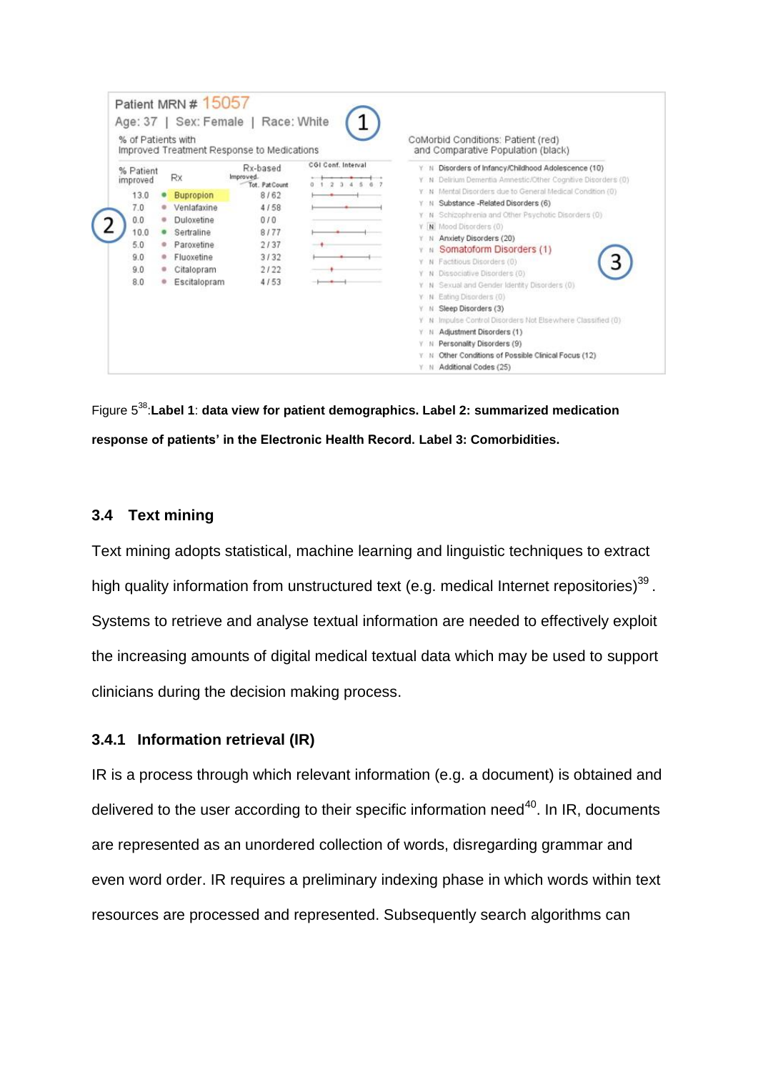Figure 5[38]:**Label 1**: **data view for patient demographics. Label 2: summarized medication response of patients' in the Electronic Health Record. Label 3: Comorbidities.**

### 3.4 Text mining

Text mining adopts statistical, machine learning and linguistic techniques to extract high quality information from unstructured text (e.g. medical Internet repositories)[39] . Systems to retrieve and analyse textual information are needed to effectively exploit the increasing amounts of digital medical textual data which may be used to support clinicians during the decision making process.

#### 3.4.1 Information retrieval (IR)

IR is a process through which relevant information (e.g. a document) is obtained and delivered to the user according to their specific information need[40]. In IR, documents are represented as an unordered collection of words, disregarding grammar and even word order. IR requires a preliminary indexing phase in which words within text resources are processed and represented. Subsequently search algorithms can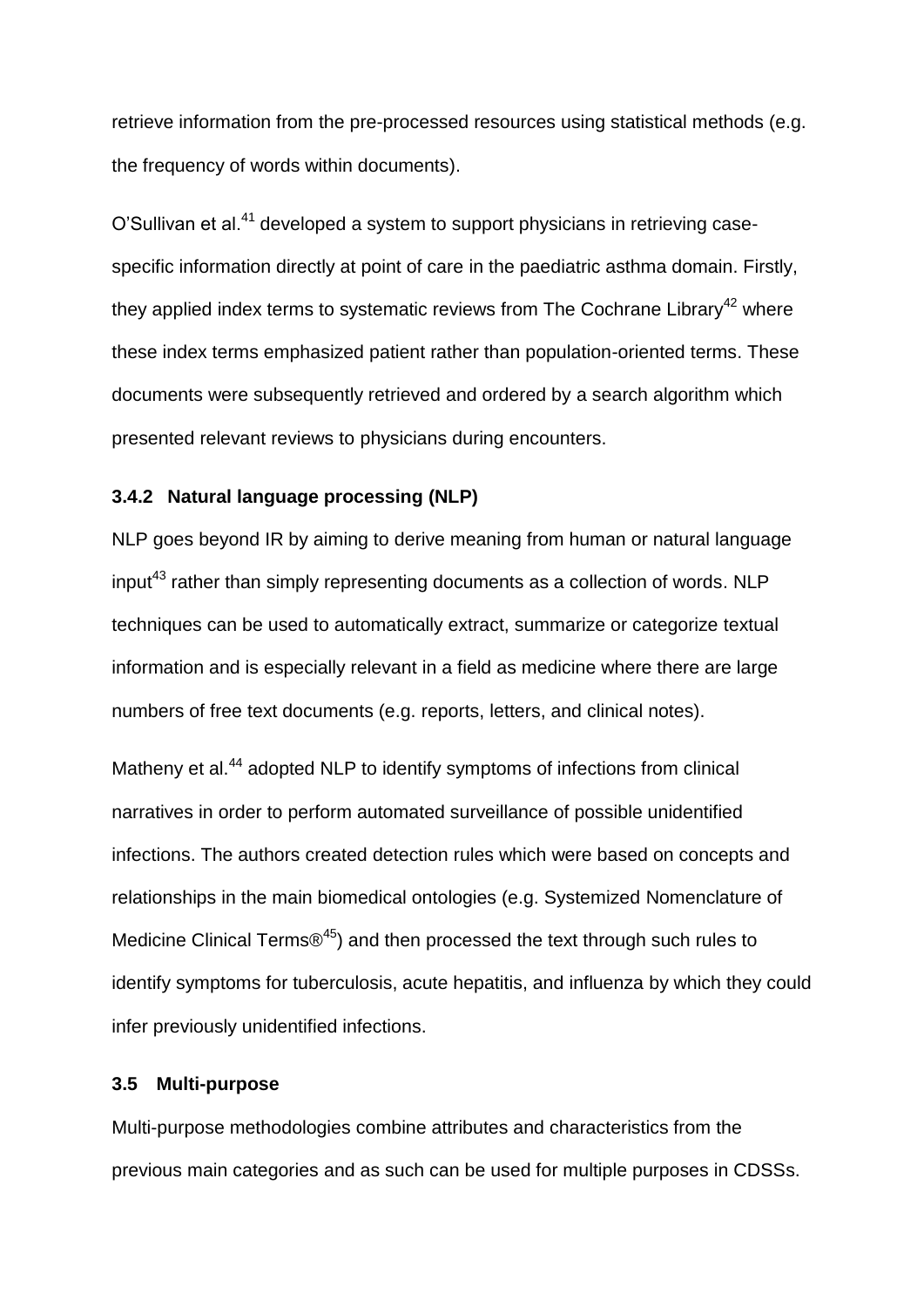retrieve information from the pre-processed resources using statistical methods (e.g. the frequency of words within documents).

O'Sullivan et al.[41] developed a system to support physicians in retrieving case-specific information directly at point of care in the paediatric asthma domain. Firstly, they applied index terms to systematic reviews from The Cochrane Library[42] where these index terms emphasized patient rather than population-oriented terms. These documents were subsequently retrieved and ordered by a search algorithm which presented relevant reviews to physicians during encounters.

### 3.4.2 Natural language processing (NLP)

NLP goes beyond IR by aiming to derive meaning from human or natural language input[43] rather than simply representing documents as a collection of words. NLP techniques can be used to automatically extract, summarize or categorize textual information and is especially relevant in a field as medicine where there are large numbers of free text documents (e.g. reports, letters, and clinical notes).

Matheny et al.[44] adopted NLP to identify symptoms of infections from clinical narratives in order to perform automated surveillance of possible unidentified infections. The authors created detection rules which were based on concepts and relationships in the main biomedical ontologies (e.g. Systemized Nomenclature of Medicine Clinical Terms®[45]) and then processed the text through such rules to identify symptoms for tuberculosis, acute hepatitis, and influenza by which they could infer previously unidentified infections.

## 3.5 Multi-purpose

Multi-purpose methodologies combine attributes and characteristics from the previous main categories and as such can be used for multiple purposes in CDSSs.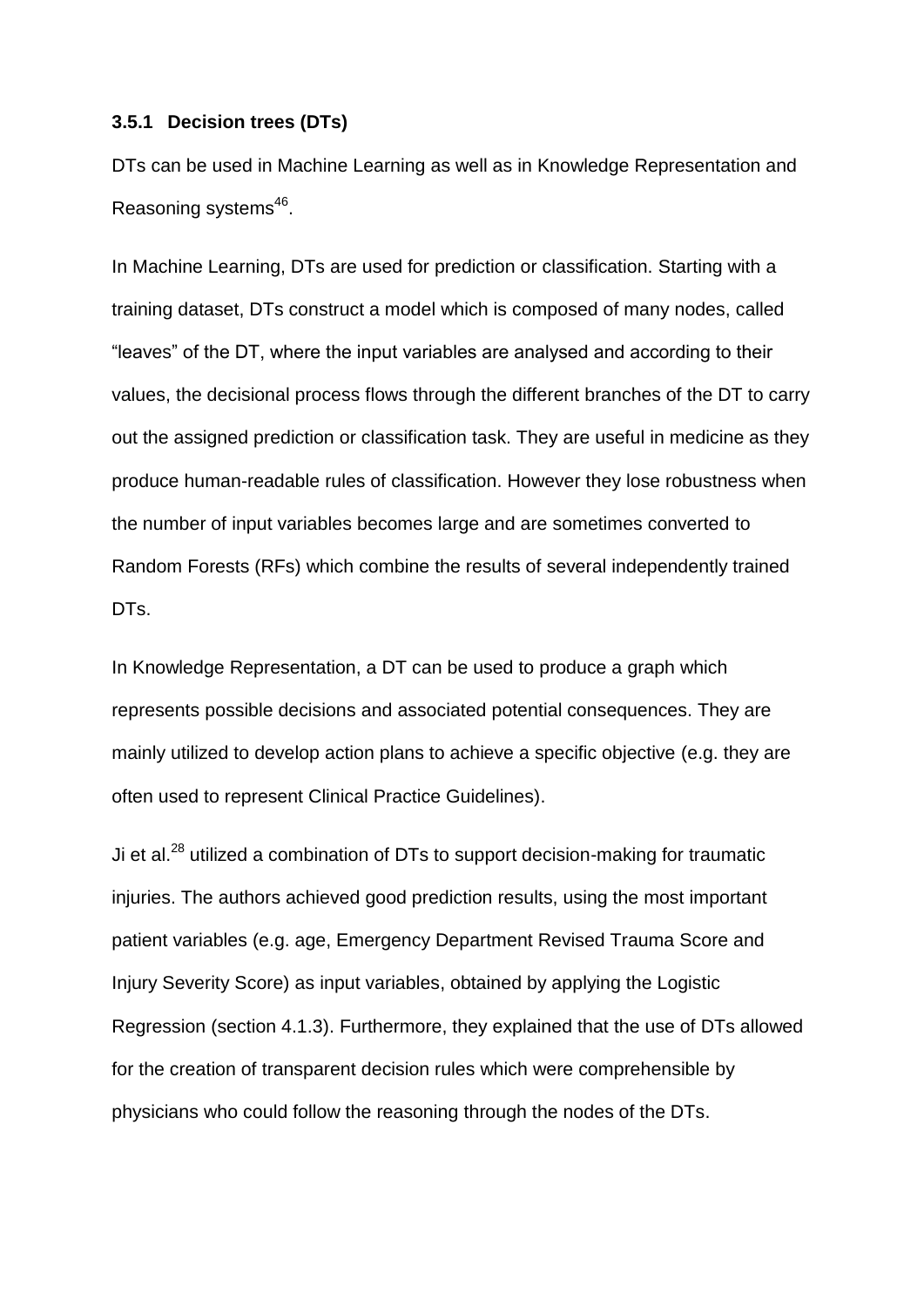### 3.5.1 Decision trees (DTs)

DTs can be used in Machine Learning as well as in Knowledge Representation and Reasoning systems[46].

In Machine Learning, DTs are used for prediction or classification. Starting with a training dataset, DTs construct a model which is composed of many nodes, called "leaves" of the DT, where the input variables are analysed and according to their values, the decisional process flows through the different branches of the DT to carry out the assigned prediction or classification task. They are useful in medicine as they produce human-readable rules of classification. However they lose robustness when the number of input variables becomes large and are sometimes converted to Random Forests (RFs) which combine the results of several independently trained DTs.

In Knowledge Representation, a DT can be used to produce a graph which represents possible decisions and associated potential consequences. They are mainly utilized to develop action plans to achieve a specific objective (e.g. they are often used to represent Clinical Practice Guidelines).

Ji et al.[28] utilized a combination of DTs to support decision-making for traumatic injuries. The authors achieved good prediction results, using the most important patient variables (e.g. age, Emergency Department Revised Trauma Score and Injury Severity Score) as input variables, obtained by applying the Logistic Regression (section 4.1.3). Furthermore, they explained that the use of DTs allowed for the creation of transparent decision rules which were comprehensible by physicians who could follow the reasoning through the nodes of the DTs.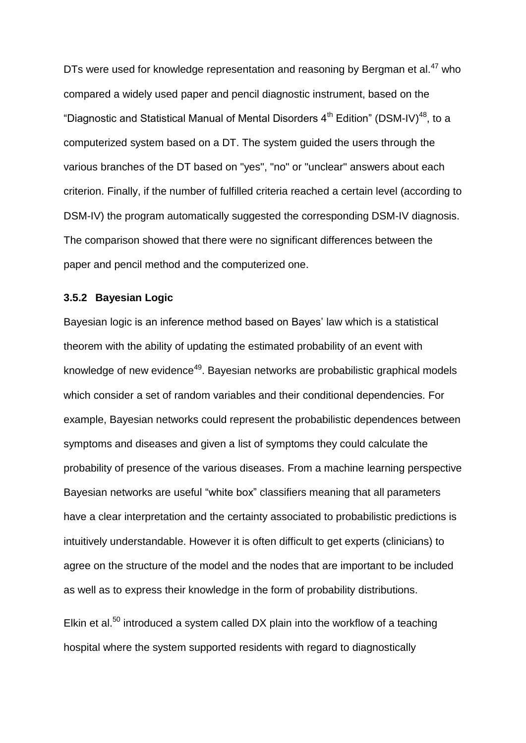DTs were used for knowledge representation and reasoning by Bergman et al.[47] who compared a widely used paper and pencil diagnostic instrument, based on the "Diagnostic and Statistical Manual of Mental Disorders 4$^{th}$ Edition" (DSM-IV)[48], to a computerized system based on a DT. The system guided the users through the various branches of the DT based on "yes", "no" or "unclear" answers about each criterion. Finally, if the number of fulfilled criteria reached a certain level (according to DSM-IV) the program automatically suggested the corresponding DSM-IV diagnosis. The comparison showed that there were no significant differences between the paper and pencil method and the computerized one.

### 3.5.2 Bayesian Logic

Bayesian logic is an inference method based on Bayes' law which is a statistical theorem with the ability of updating the estimated probability of an event with knowledge of new evidence[49]. Bayesian networks are probabilistic graphical models which consider a set of random variables and their conditional dependencies. For example, Bayesian networks could represent the probabilistic dependences between symptoms and diseases and given a list of symptoms they could calculate the probability of presence of the various diseases. From a machine learning perspective Bayesian networks are useful "white box" classifiers meaning that all parameters have a clear interpretation and the certainty associated to probabilistic predictions is intuitively understandable. However it is often difficult to get experts (clinicians) to agree on the structure of the model and the nodes that are important to be included as well as to express their knowledge in the form of probability distributions.

Elkin et al.[50] introduced a system called DX plain into the workflow of a teaching hospital where the system supported residents with regard to diagnostically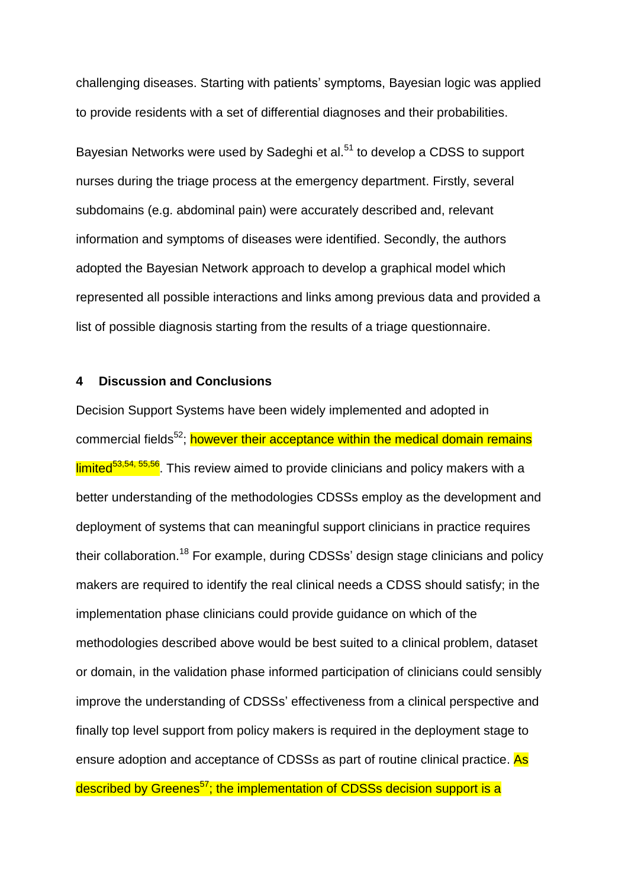challenging diseases. Starting with patients' symptoms, Bayesian logic was applied to provide residents with a set of differential diagnoses and their probabilities.

Bayesian Networks were used by Sadeghi et al.[51] to develop a CDSS to support nurses during the triage process at the emergency department. Firstly, several subdomains (e.g. abdominal pain) were accurately described and, relevant information and symptoms of diseases were identified. Secondly, the authors adopted the Bayesian Network approach to develop a graphical model which represented all possible interactions and links among previous data and provided a list of possible diagnosis starting from the results of a triage questionnaire.

## 4 Discussion and Conclusions

Decision Support Systems have been widely implemented and adopted in commercial fields[52]; however their acceptance within the medical domain remains limited[53,54, 55,56]. This review aimed to provide clinicians and policy makers with a better understanding of the methodologies CDSSs employ as the development and deployment of systems that can meaningful support clinicians in practice requires their collaboration.[18] For example, during CDSSs' design stage clinicians and policy makers are required to identify the real clinical needs a CDSS should satisfy; in the implementation phase clinicians could provide guidance on which of the methodologies described above would be best suited to a clinical problem, dataset or domain, in the validation phase informed participation of clinicians could sensibly improve the understanding of CDSSs' effectiveness from a clinical perspective and finally top level support from policy makers is required in the deployment stage to ensure adoption and acceptance of CDSSs as part of routine clinical practice. As described by Greenes[57]; the implementation of CDSSs decision support is a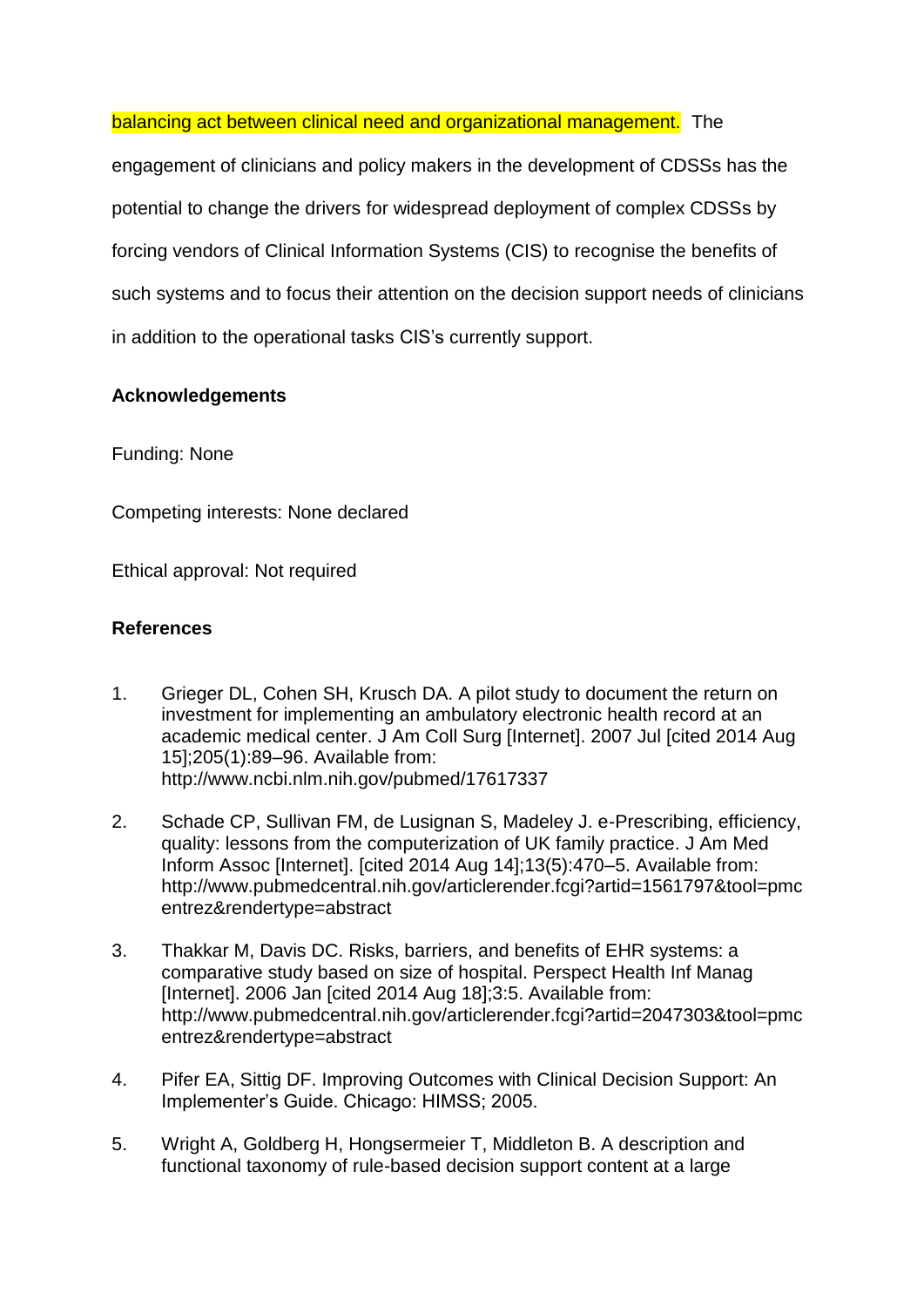balancing act between clinical need and organizational management. The engagement of clinicians and policy makers in the development of CDSSs has the potential to change the drivers for widespread deployment of complex CDSSs by forcing vendors of Clinical Information Systems (CIS) to recognise the benefits of such systems and to focus their attention on the decision support needs of clinicians in addition to the operational tasks CIS's currently support.

## Acknowledgements

Funding: None

Competing interests: None declared

Ethical approval: Not required

## References

1. Grieger DL, Cohen SH, Krusch DA. A pilot study to document the return on investment for implementing an ambulatory electronic health record at an academic medical center. J Am Coll Surg [Internet]. 2007 Jul [cited 2014 Aug 15];205(1):89–96. Available from: http://www.ncbi.nlm.nih.gov/pubmed/17617337

2. Schade CP, Sullivan FM, de Lusignan S, Madeley J. e-Prescribing, efficiency, quality: lessons from the computerization of UK family practice. J Am Med Inform Assoc [Internet]. [cited 2014 Aug 14];13(5):470–5. Available from: http://www.pubmedcentral.nih.gov/articlerender.fcgi?artid=1561797&tool=pmcentrez&rendertype=abstract

3. Thakkar M, Davis DC. Risks, barriers, and benefits of EHR systems: a comparative study based on size of hospital. Perspect Health Inf Manag [Internet]. 2006 Jan [cited 2014 Aug 18];3:5. Available from: http://www.pubmedcentral.nih.gov/articlerender.fcgi?artid=2047303&tool=pmcentrez&rendertype=abstract

4. Pifer EA, Sittig DF. Improving Outcomes with Clinical Decision Support: An Implementer's Guide. Chicago: HIMSS; 2005.

5. Wright A, Goldberg H, Hongsermeier T, Middleton B. A description and functional taxonomy of rule-based decision support content at a large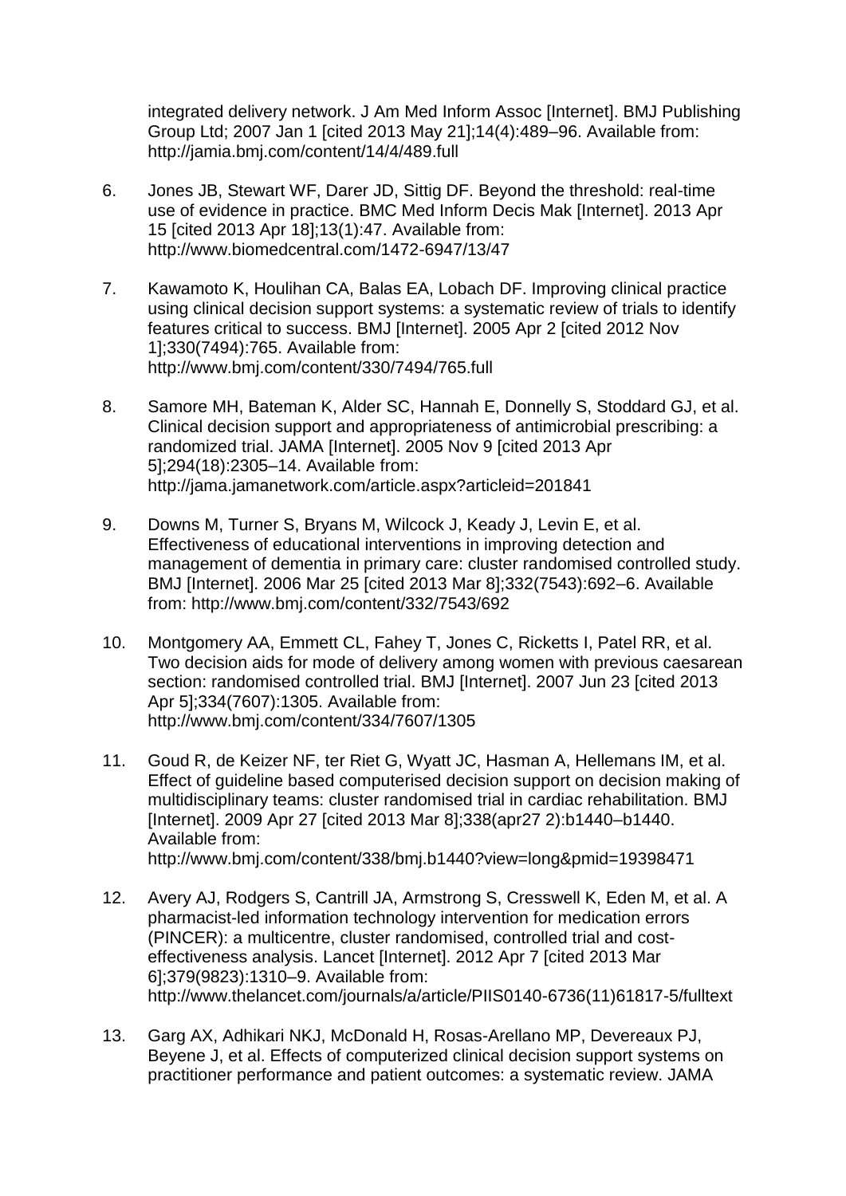integrated delivery network. J Am Med Inform Assoc [Internet]. BMJ Publishing Group Ltd; 2007 Jan 1 [cited 2013 May 21];14(4):489–96. Available from: http://jamia.bmj.com/content/14/4/489.full

6. Jones JB, Stewart WF, Darer JD, Sittig DF. Beyond the threshold: real-time use of evidence in practice. BMC Med Inform Decis Mak [Internet]. 2013 Apr 15 [cited 2013 Apr 18];13(1):47. Available from: http://www.biomedcentral.com/1472-6947/13/47

7. Kawamoto K, Houlihan CA, Balas EA, Lobach DF. Improving clinical practice using clinical decision support systems: a systematic review of trials to identify features critical to success. BMJ [Internet]. 2005 Apr 2 [cited 2012 Nov 1];330(7494):765. Available from: http://www.bmj.com/content/330/7494/765.full

8. Samore MH, Bateman K, Alder SC, Hannah E, Donnelly S, Stoddard GJ, et al. Clinical decision support and appropriateness of antimicrobial prescribing: a randomized trial. JAMA [Internet]. 2005 Nov 9 [cited 2013 Apr 5];294(18):2305–14. Available from: http://jama.jamanetwork.com/article.aspx?articleid=201841

9. Downs M, Turner S, Bryans M, Wilcock J, Keady J, Levin E, et al. Effectiveness of educational interventions in improving detection and management of dementia in primary care: cluster randomised controlled study. BMJ [Internet]. 2006 Mar 25 [cited 2013 Mar 8];332(7543):692–6. Available from: http://www.bmj.com/content/332/7543/692

10. Montgomery AA, Emmett CL, Fahey T, Jones C, Ricketts I, Patel RR, et al. Two decision aids for mode of delivery among women with previous caesarean section: randomised controlled trial. BMJ [Internet]. 2007 Jun 23 [cited 2013 Apr 5];334(7607):1305. Available from: http://www.bmj.com/content/334/7607/1305

11. Goud R, de Keizer NF, ter Riet G, Wyatt JC, Hasman A, Hellemans IM, et al. Effect of guideline based computerised decision support on decision making of multidisciplinary teams: cluster randomised trial in cardiac rehabilitation. BMJ [Internet]. 2009 Apr 27 [cited 2013 Mar 8];338(apr27 2):b1440–b1440. Available from: http://www.bmj.com/content/338/bmj.b1440?view=long&pmid=19398471

12. Avery AJ, Rodgers S, Cantrill JA, Armstrong S, Cresswell K, Eden M, et al. A pharmacist-led information technology intervention for medication errors (PINCER): a multicentre, cluster randomised, controlled trial and cost-effectiveness analysis. Lancet [Internet]. 2012 Apr 7 [cited 2013 Mar 6];379(9823):1310–9. Available from: http://www.thelancet.com/journals/a/article/PIIS0140-6736(11)61817-5/fulltext

13. Garg AX, Adhikari NKJ, McDonald H, Rosas-Arellano MP, Devereaux PJ, Beyene J, et al. Effects of computerized clinical decision support systems on practitioner performance and patient outcomes: a systematic review. JAMA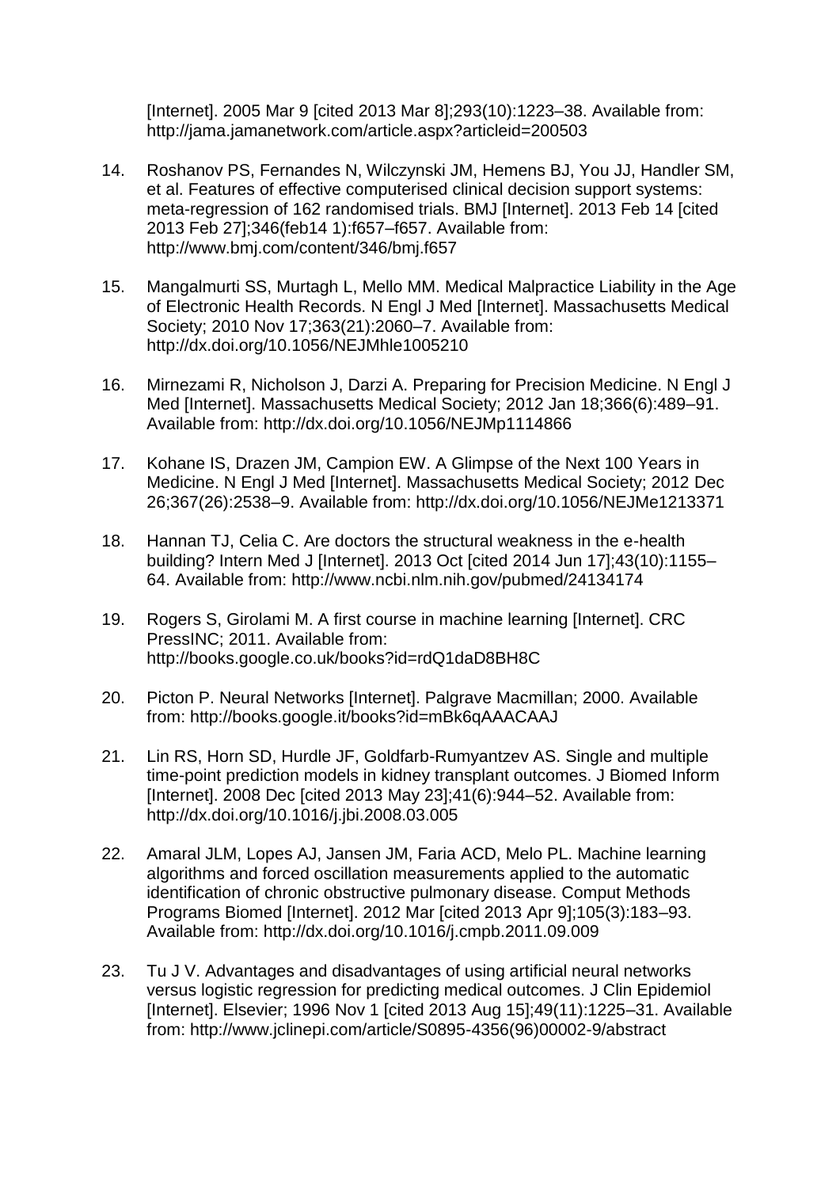[Internet]. 2005 Mar 9 [cited 2013 Mar 8];293(10):1223–38. Available from: http://jama.jamanetwork.com/article.aspx?articleid=200503

14. Roshanov PS, Fernandes N, Wilczynski JM, Hemens BJ, You JJ, Handler SM, et al. Features of effective computerised clinical decision support systems: meta-regression of 162 randomised trials. BMJ [Internet]. 2013 Feb 14 [cited 2013 Feb 27];346(feb14 1):f657–f657. Available from: http://www.bmj.com/content/346/bmj.f657

15. Mangalmurti SS, Murtagh L, Mello MM. Medical Malpractice Liability in the Age of Electronic Health Records. N Engl J Med [Internet]. Massachusetts Medical Society; 2010 Nov 17;363(21):2060–7. Available from: http://dx.doi.org/10.1056/NEJMhle1005210

16. Mirnezami R, Nicholson J, Darzi A. Preparing for Precision Medicine. N Engl J Med [Internet]. Massachusetts Medical Society; 2012 Jan 18;366(6):489–91. Available from: http://dx.doi.org/10.1056/NEJMp1114866

17. Kohane IS, Drazen JM, Campion EW. A Glimpse of the Next 100 Years in Medicine. N Engl J Med [Internet]. Massachusetts Medical Society; 2012 Dec 26;367(26):2538–9. Available from: http://dx.doi.org/10.1056/NEJMe1213371

18. Hannan TJ, Celia C. Are doctors the structural weakness in the e-health building? Intern Med J [Internet]. 2013 Oct [cited 2014 Jun 17];43(10):1155–64. Available from: http://www.ncbi.nlm.nih.gov/pubmed/24134174

19. Rogers S, Girolami M. A first course in machine learning [Internet]. CRC PressINC; 2011. Available from: http://books.google.co.uk/books?id=rdQ1daD8BH8C

20. Picton P. Neural Networks [Internet]. Palgrave Macmillan; 2000. Available from: http://books.google.it/books?id=mBk6qAAACAAJ

21. Lin RS, Horn SD, Hurdle JF, Goldfarb-Rumyantzev AS. Single and multiple time-point prediction models in kidney transplant outcomes. J Biomed Inform [Internet]. 2008 Dec [cited 2013 May 23];41(6):944–52. Available from: http://dx.doi.org/10.1016/j.jbi.2008.03.005

22. Amaral JLM, Lopes AJ, Jansen JM, Faria ACD, Melo PL. Machine learning algorithms and forced oscillation measurements applied to the automatic identification of chronic obstructive pulmonary disease. Comput Methods Programs Biomed [Internet]. 2012 Mar [cited 2013 Apr 9];105(3):183–93. Available from: http://dx.doi.org/10.1016/j.cmpb.2011.09.009

23. Tu J V. Advantages and disadvantages of using artificial neural networks versus logistic regression for predicting medical outcomes. J Clin Epidemiol [Internet]. Elsevier; 1996 Nov 1 [cited 2013 Aug 15];49(11):1225–31. Available from: http://www.jclinepi.com/article/S0895-4356(96)00002-9/abstract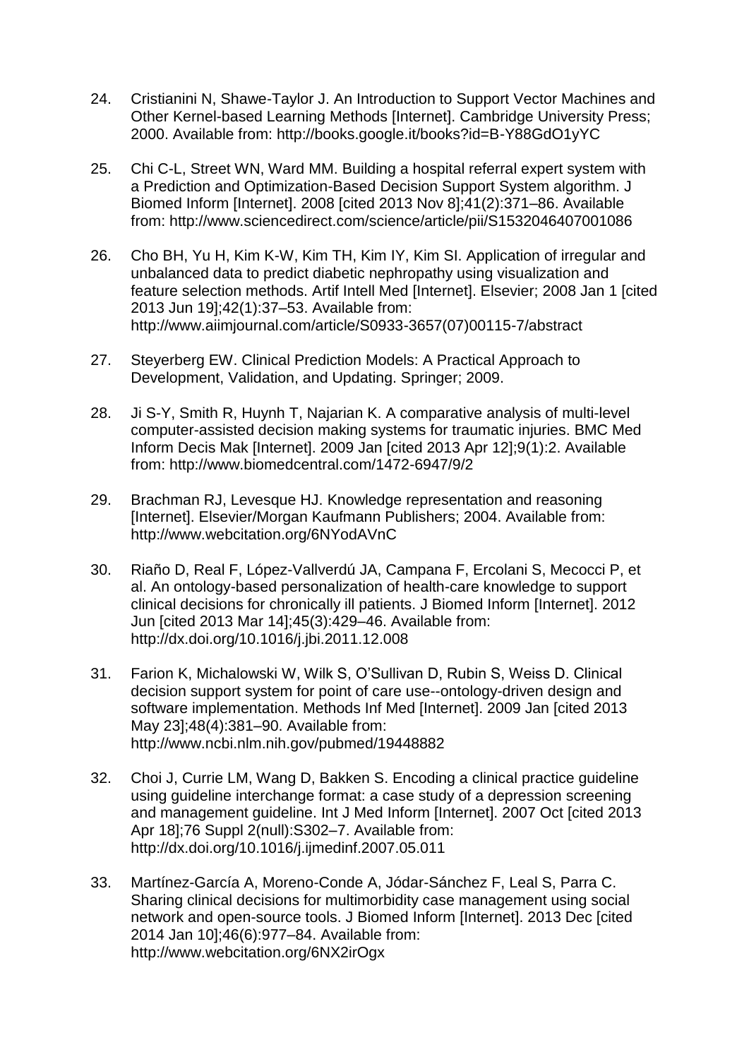24. Cristianini N, Shawe-Taylor J. An Introduction to Support Vector Machines and Other Kernel-based Learning Methods [Internet]. Cambridge University Press; 2000. Available from: http://books.google.it/books?id=B-Y88GdO1yYC

25. Chi C-L, Street WN, Ward MM. Building a hospital referral expert system with a Prediction and Optimization-Based Decision Support System algorithm. J Biomed Inform [Internet]. 2008 [cited 2013 Nov 8];41(2):371–86. Available from: http://www.sciencedirect.com/science/article/pii/S1532046407001086

26. Cho BH, Yu H, Kim K-W, Kim TH, Kim IY, Kim SI. Application of irregular and unbalanced data to predict diabetic nephropathy using visualization and feature selection methods. Artif Intell Med [Internet]. Elsevier; 2008 Jan 1 [cited 2013 Jun 19];42(1):37–53. Available from: http://www.aiimjournal.com/article/S0933-3657(07)00115-7/abstract

27. Steyerberg EW. Clinical Prediction Models: A Practical Approach to Development, Validation, and Updating. Springer; 2009.

28. Ji S-Y, Smith R, Huynh T, Najarian K. A comparative analysis of multi-level computer-assisted decision making systems for traumatic injuries. BMC Med Inform Decis Mak [Internet]. 2009 Jan [cited 2013 Apr 12];9(1):2. Available from: http://www.biomedcentral.com/1472-6947/9/2

29. Brachman RJ, Levesque HJ. Knowledge representation and reasoning [Internet]. Elsevier/Morgan Kaufmann Publishers; 2004. Available from: http://www.webcitation.org/6NYodAVnC

30. Riaño D, Real F, López-Vallverdú JA, Campana F, Ercolani S, Mecocci P, et al. An ontology-based personalization of health-care knowledge to support clinical decisions for chronically ill patients. J Biomed Inform [Internet]. 2012 Jun [cited 2013 Mar 14];45(3):429–46. Available from: http://dx.doi.org/10.1016/j.jbi.2011.12.008

31. Farion K, Michalowski W, Wilk S, O'Sullivan D, Rubin S, Weiss D. Clinical decision support system for point of care use--ontology-driven design and software implementation. Methods Inf Med [Internet]. 2009 Jan [cited 2013 May 23];48(4):381–90. Available from: http://www.ncbi.nlm.nih.gov/pubmed/19448882

32. Choi J, Currie LM, Wang D, Bakken S. Encoding a clinical practice guideline using guideline interchange format: a case study of a depression screening and management guideline. Int J Med Inform [Internet]. 2007 Oct [cited 2013 Apr 18];76 Suppl 2(null):S302–7. Available from: http://dx.doi.org/10.1016/j.ijmedinf.2007.05.011

33. Martínez-García A, Moreno-Conde A, Jódar-Sánchez F, Leal S, Parra C. Sharing clinical decisions for multimorbidity case management using social network and open-source tools. J Biomed Inform [Internet]. 2013 Dec [cited 2014 Jan 10];46(6):977–84. Available from: http://www.webcitation.org/6NX2irOgx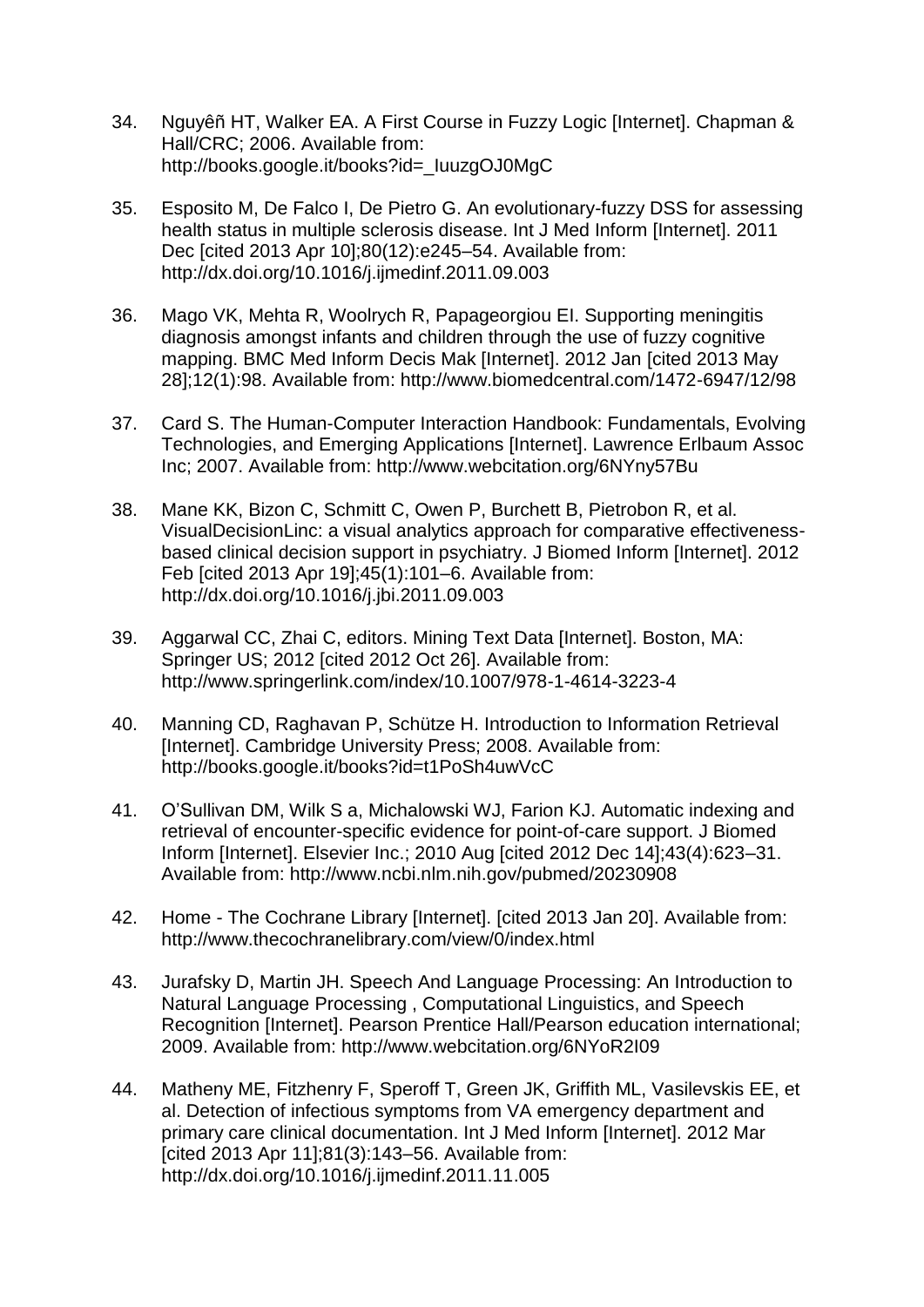34. Nguyêñ HT, Walker EA. A First Course in Fuzzy Logic [Internet]. Chapman & Hall/CRC; 2006. Available from: http://books.google.it/books?id=_IuuzgOJ0MgC

35. Esposito M, De Falco I, De Pietro G. An evolutionary-fuzzy DSS for assessing health status in multiple sclerosis disease. Int J Med Inform [Internet]. 2011 Dec [cited 2013 Apr 10];80(12):e245–54. Available from: http://dx.doi.org/10.1016/j.ijmedinf.2011.09.003

36. Mago VK, Mehta R, Woolrych R, Papageorgiou EI. Supporting meningitis diagnosis amongst infants and children through the use of fuzzy cognitive mapping. BMC Med Inform Decis Mak [Internet]. 2012 Jan [cited 2013 May 28];12(1):98. Available from: http://www.biomedcentral.com/1472-6947/12/98

37. Card S. The Human-Computer Interaction Handbook: Fundamentals, Evolving Technologies, and Emerging Applications [Internet]. Lawrence Erlbaum Assoc Inc; 2007. Available from: http://www.webcitation.org/6NYny57Bu

38. Mane KK, Bizon C, Schmitt C, Owen P, Burchett B, Pietrobon R, et al. VisualDecisionLinc: a visual analytics approach for comparative effectiveness-based clinical decision support in psychiatry. J Biomed Inform [Internet]. 2012 Feb [cited 2013 Apr 19];45(1):101–6. Available from: http://dx.doi.org/10.1016/j.jbi.2011.09.003

39. Aggarwal CC, Zhai C, editors. Mining Text Data [Internet]. Boston, MA: Springer US; 2012 [cited 2012 Oct 26]. Available from: http://www.springerlink.com/index/10.1007/978-1-4614-3223-4

40. Manning CD, Raghavan P, Schütze H. Introduction to Information Retrieval [Internet]. Cambridge University Press; 2008. Available from: http://books.google.it/books?id=t1PoSh4uwVcC

41. O'Sullivan DM, Wilk S a, Michalowski WJ, Farion KJ. Automatic indexing and retrieval of encounter-specific evidence for point-of-care support. J Biomed Inform [Internet]. Elsevier Inc.; 2010 Aug [cited 2012 Dec 14];43(4):623–31. Available from: http://www.ncbi.nlm.nih.gov/pubmed/20230908

42. Home - The Cochrane Library [Internet]. [cited 2013 Jan 20]. Available from: http://www.thecochranelibrary.com/view/0/index.html

43. Jurafsky D, Martin JH. Speech And Language Processing: An Introduction to Natural Language Processing , Computational Linguistics, and Speech Recognition [Internet]. Pearson Prentice Hall/Pearson education international; 2009. Available from: http://www.webcitation.org/6NYoR2I09

44. Matheny ME, Fitzhenry F, Speroff T, Green JK, Griffith ML, Vasilevskis EE, et al. Detection of infectious symptoms from VA emergency department and primary care clinical documentation. Int J Med Inform [Internet]. 2012 Mar [cited 2013 Apr 11];81(3):143–56. Available from: http://dx.doi.org/10.1016/j.ijmedinf.2011.11.005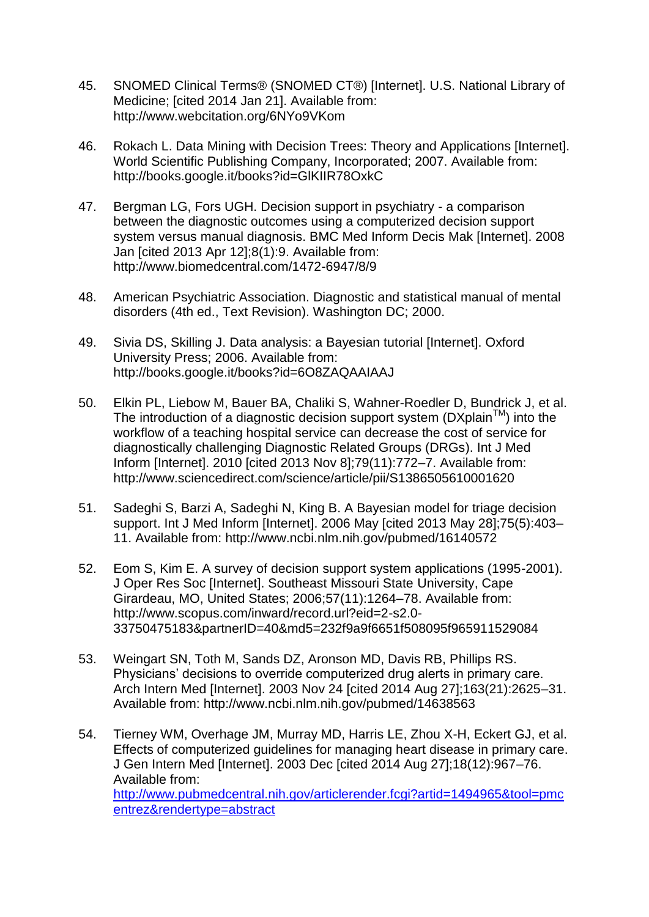45. SNOMED Clinical Terms® (SNOMED CT®) [Internet]. U.S. National Library of Medicine; [cited 2014 Jan 21]. Available from: http://www.webcitation.org/6NYo9VKom

46. Rokach L. Data Mining with Decision Trees: Theory and Applications [Internet]. World Scientific Publishing Company, Incorporated; 2007. Available from: http://books.google.it/books?id=GlKIIR78OxkC

47. Bergman LG, Fors UGH. Decision support in psychiatry - a comparison between the diagnostic outcomes using a computerized decision support system versus manual diagnosis. BMC Med Inform Decis Mak [Internet]. 2008 Jan [cited 2013 Apr 12];8(1):9. Available from: http://www.biomedcentral.com/1472-6947/8/9

48. American Psychiatric Association. Diagnostic and statistical manual of mental disorders (4th ed., Text Revision). Washington DC; 2000.

49. Sivia DS, Skilling J. Data analysis: a Bayesian tutorial [Internet]. Oxford University Press; 2006. Available from: http://books.google.it/books?id=6O8ZAQAAIAAJ

50. Elkin PL, Liebow M, Bauer BA, Chaliki S, Wahner-Roedler D, Bundrick J, et al. The introduction of a diagnostic decision support system (DXplain™) into the workflow of a teaching hospital service can decrease the cost of service for diagnostically challenging Diagnostic Related Groups (DRGs). Int J Med Inform [Internet]. 2010 [cited 2013 Nov 8];79(11):772–7. Available from: http://www.sciencedirect.com/science/article/pii/S1386505610001620

51. Sadeghi S, Barzi A, Sadeghi N, King B. A Bayesian model for triage decision support. Int J Med Inform [Internet]. 2006 May [cited 2013 May 28];75(5):403–11. Available from: http://www.ncbi.nlm.nih.gov/pubmed/16140572

52. Eom S, Kim E. A survey of decision support system applications (1995-2001). J Oper Res Soc [Internet]. Southeast Missouri State University, Cape Girardeau, MO, United States; 2006;57(11):1264–78. Available from: http://www.scopus.com/inward/record.url?eid=2-s2.0-33750475183&partnerID=40&md5=232f9a9f6651f508095f965911529084

53. Weingart SN, Toth M, Sands DZ, Aronson MD, Davis RB, Phillips RS. Physicians' decisions to override computerized drug alerts in primary care. Arch Intern Med [Internet]. 2003 Nov 24 [cited 2014 Aug 27];163(21):2625–31. Available from: http://www.ncbi.nlm.nih.gov/pubmed/14638563

54. Tierney WM, Overhage JM, Murray MD, Harris LE, Zhou X-H, Eckert GJ, et al. Effects of computerized guidelines for managing heart disease in primary care. J Gen Intern Med [Internet]. 2003 Dec [cited 2014 Aug 27];18(12):967–76. Available from: http://www.pubmedcentral.nih.gov/articlerender.fcgi?artid=1494965&tool=pmcentrez&rendertype=abstract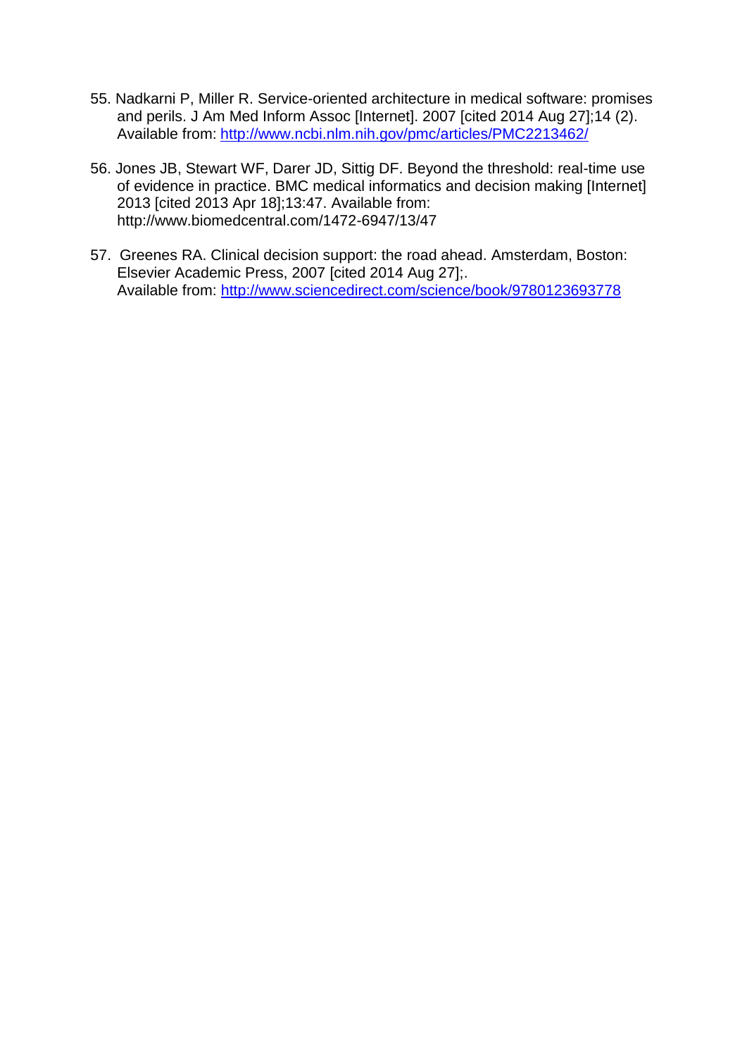55. Nadkarni P, Miller R. Service-oriented architecture in medical software: promises and perils. J Am Med Inform Assoc [Internet]. 2007 [cited 2014 Aug 27];14 (2). Available from: http://www.ncbi.nlm.nih.gov/pmc/articles/PMC2213462/

56. Jones JB, Stewart WF, Darer JD, Sittig DF. Beyond the threshold: real-time use of evidence in practice. BMC medical informatics and decision making [Internet] 2013 [cited 2013 Apr 18];13:47. Available from: http://www.biomedcentral.com/1472-6947/13/47

57. Greenes RA. Clinical decision support: the road ahead. Amsterdam, Boston: Elsevier Academic Press, 2007 [cited 2014 Aug 27];. Available from: http://www.sciencedirect.com/science/book/9780123693778